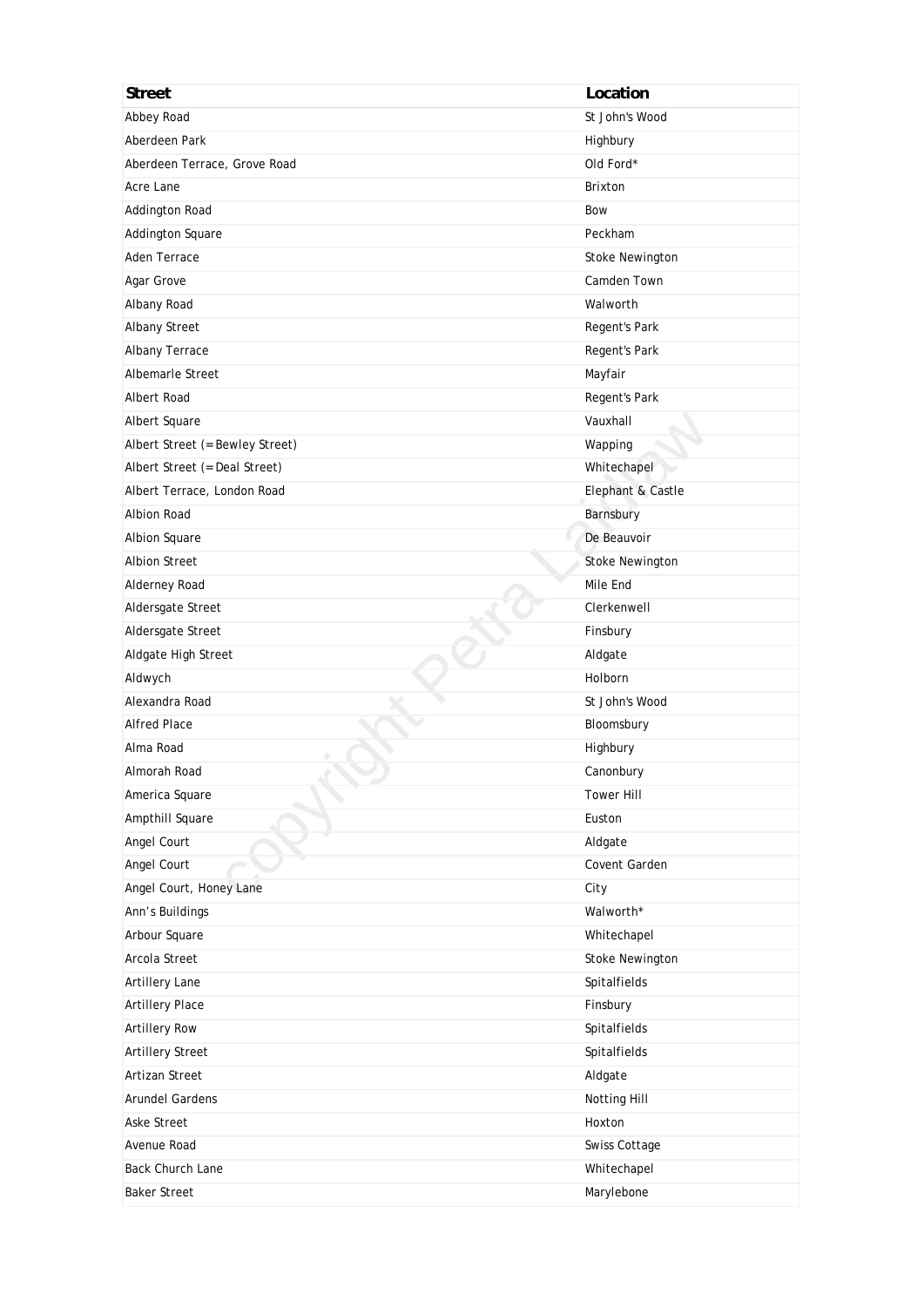| Street | Location |
| --- | --- |
| Abbey Road | St John's Wood |
| Aberdeen Park | Highbury |
| Aberdeen Terrace, Grove Road | Old Ford* |
| Acre Lane | Brixton |
| Addington Road | Bow |
| Addington Square | Peckham |
| Aden Terrace | Stoke Newington |
| Agar Grove | Camden Town |
| Albany Road | Walworth |
| Albany Street | Regent's Park |
| Albany Terrace | Regent's Park |
| Albemarle Street | Mayfair |
| Albert Road | Regent's Park |
| Albert Square | Vauxhall |
| Albert Street (=Bewley Street) | Wapping |
| Albert Street (=Deal Street) | Whitechapel |
| Albert Terrace, London Road | Elephant & Castle |
| Albion Road | Barnsbury |
| Albion Square | De Beauvoir |
| Albion Street | Stoke Newington |
| Alderney Road | Mile End |
| Aldersgate Street | Clerkenwell |
| Aldersgate Street | Finsbury |
| Aldgate High Street | Aldgate |
| Aldwych | Holborn |
| Alexandra Road | St John's Wood |
| Alfred Place | Bloomsbury |
| Alma Road | Highbury |
| Almorah Road | Canonbury |
| America Square | Tower Hill |
| Ampthill Square | Euston |
| Angel Court | Aldgate |
| Angel Court | Covent Garden |
| Angel Court, Honey Lane | City |
| Ann's Buildings | Walworth* |
| Arbour Square | Whitechapel |
| Arcola Street | Stoke Newington |
| Artillery Lane | Spitalfields |
| Artillery Place | Finsbury |
| Artillery Row | Spitalfields |
| Artillery Street | Spitalfields |
| Artizan Street | Aldgate |
| Arundel Gardens | Notting Hill |
| Aske Street | Hoxton |
| Avenue Road | Swiss Cottage |
| Back Church Lane | Whitechapel |
| Baker Street | Marylebone |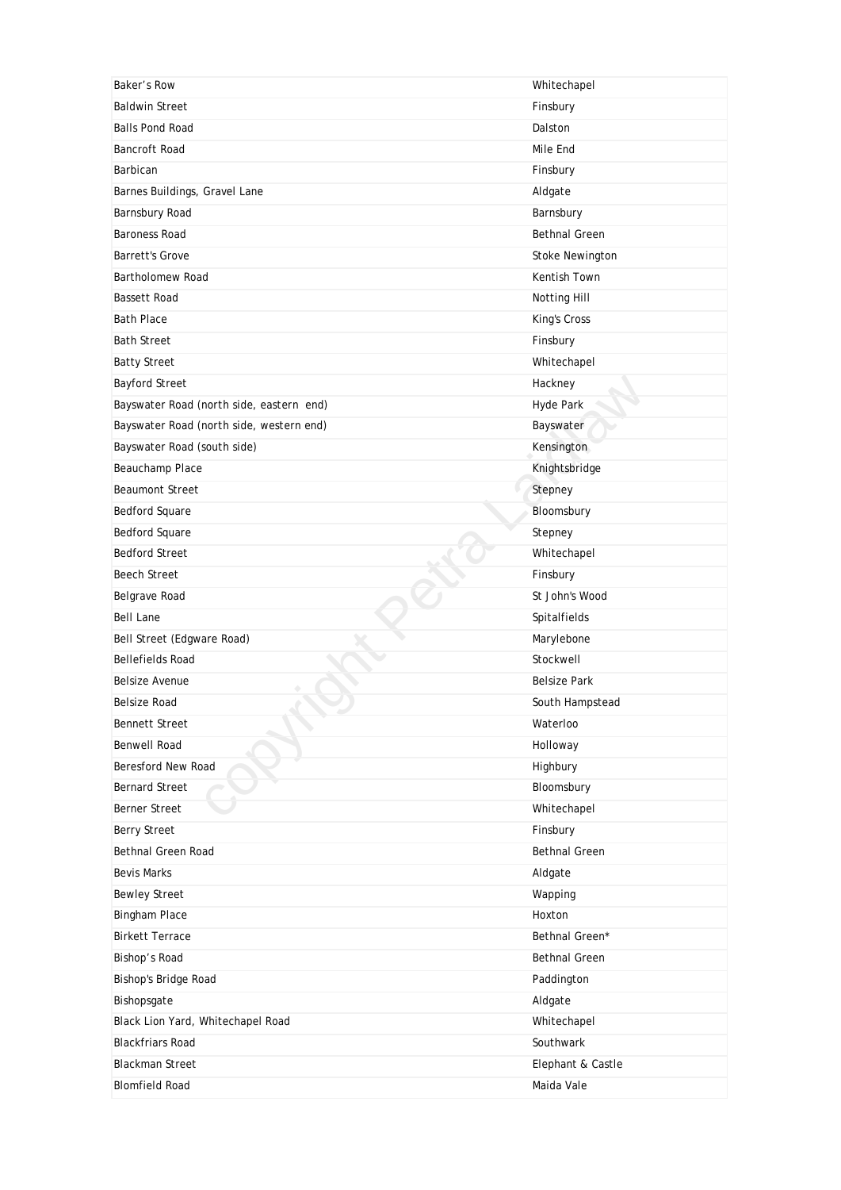| | |
|---|---|
| Baker’s Row | Whitechapel |
| Baldwin Street | Finsbury |
| Balls Pond Road | Dalston |
| Bancroft Road | Mile End |
| Barbican | Finsbury |
| Barnes Buildings, Gravel Lane | Aldgate |
| Barnsbury Road | Barnsbury |
| Baroness Road | Bethnal Green |
| Barrett's Grove | Stoke Newington |
| Bartholomew Road | Kentish Town |
| Bassett Road | Notting Hill |
| Bath Place | King's Cross |
| Bath Street | Finsbury |
| Batty Street | Whitechapel |
| Bayford Street | Hackney |
| Bayswater Road (north side, eastern end) | Hyde Park |
| Bayswater Road (north side, western end) | Bayswater |
| Bayswater Road (south side) | Kensington |
| Beauchamp Place | Knightsbridge |
| Beaumont Street | Stepney |
| Bedford Square | Bloomsbury |
| Bedford Square | Stepney |
| Bedford Street | Whitechapel |
| Beech Street | Finsbury |
| Belgrave Road | St John's Wood |
| Bell Lane | Spitalfields |
| Bell Street (Edgware Road) | Marylebone |
| Bellefields Road | Stockwell |
| Belsize Avenue | Belsize Park |
| Belsize Road | South Hampstead |
| Bennett Street | Waterloo |
| Benwell Road | Holloway |
| Beresford New Road | Highbury |
| Bernard Street | Bloomsbury |
| Berner Street | Whitechapel |
| Berry Street | Finsbury |
| Bethnal Green Road | Bethnal Green |
| Bevis Marks | Aldgate |
| Bewley Street | Wapping |
| Bingham Place | Hoxton |
| Birkett Terrace | Bethnal Green* |
| Bishop’s Road | Bethnal Green |
| Bishop's Bridge Road | Paddington |
| Bishopsgate | Aldgate |
| Black Lion Yard, Whitechapel Road | Whitechapel |
| Blackfriars Road | Southwark |
| Blackman Street | Elephant & Castle |
| Blomfield Road | Maida Vale |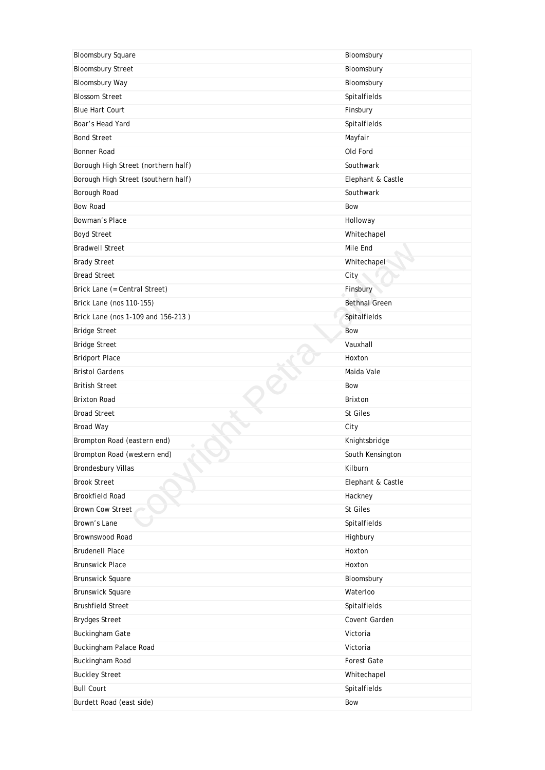| | |
|---|---|
| Bloomsbury Square | Bloomsbury |
| Bloomsbury Street | Bloomsbury |
| Bloomsbury Way | Bloomsbury |
| Blossom Street | Spitalfields |
| Blue Hart Court | Finsbury |
| Boar's Head Yard | Spitalfields |
| Bond Street | Mayfair |
| Bonner Road | Old Ford |
| Borough High Street (northern half) | Southwark |
| Borough High Street (southern half) | Elephant & Castle |
| Borough Road | Southwark |
| Bow Road | Bow |
| Bowman's Place | Holloway |
| Boyd Street | Whitechapel |
| Bradwell Street | Mile End |
| Brady Street | Whitechapel |
| Bread Street | City |
| Brick Lane (=Central Street) | Finsbury |
| Brick Lane (nos 110-155) | Bethnal Green |
| Brick Lane (nos 1-109 and 156-213 ) | Spitalfields |
| Bridge Street | Bow |
| Bridge Street | Vauxhall |
| Bridport Place | Hoxton |
| Bristol Gardens | Maida Vale |
| British Street | Bow |
| Brixton Road | Brixton |
| Broad Street | St Giles |
| Broad Way | City |
| Brompton Road (eastern end) | Knightsbridge |
| Brompton Road (western end) | South Kensington |
| Brondesbury Villas | Kilburn |
| Brook Street | Elephant & Castle |
| Brookfield Road | Hackney |
| Brown Cow Street | St Giles |
| Brown's Lane | Spitalfields |
| Brownswood Road | Highbury |
| Brudenell Place | Hoxton |
| Brunswick Place | Hoxton |
| Brunswick Square | Bloomsbury |
| Brunswick Square | Waterloo |
| Brushfield Street | Spitalfields |
| Brydges Street | Covent Garden |
| Buckingham Gate | Victoria |
| Buckingham Palace Road | Victoria |
| Buckingham Road | Forest Gate |
| Buckley Street | Whitechapel |
| Bull Court | Spitalfields |
| Burdett Road (east side) | Bow |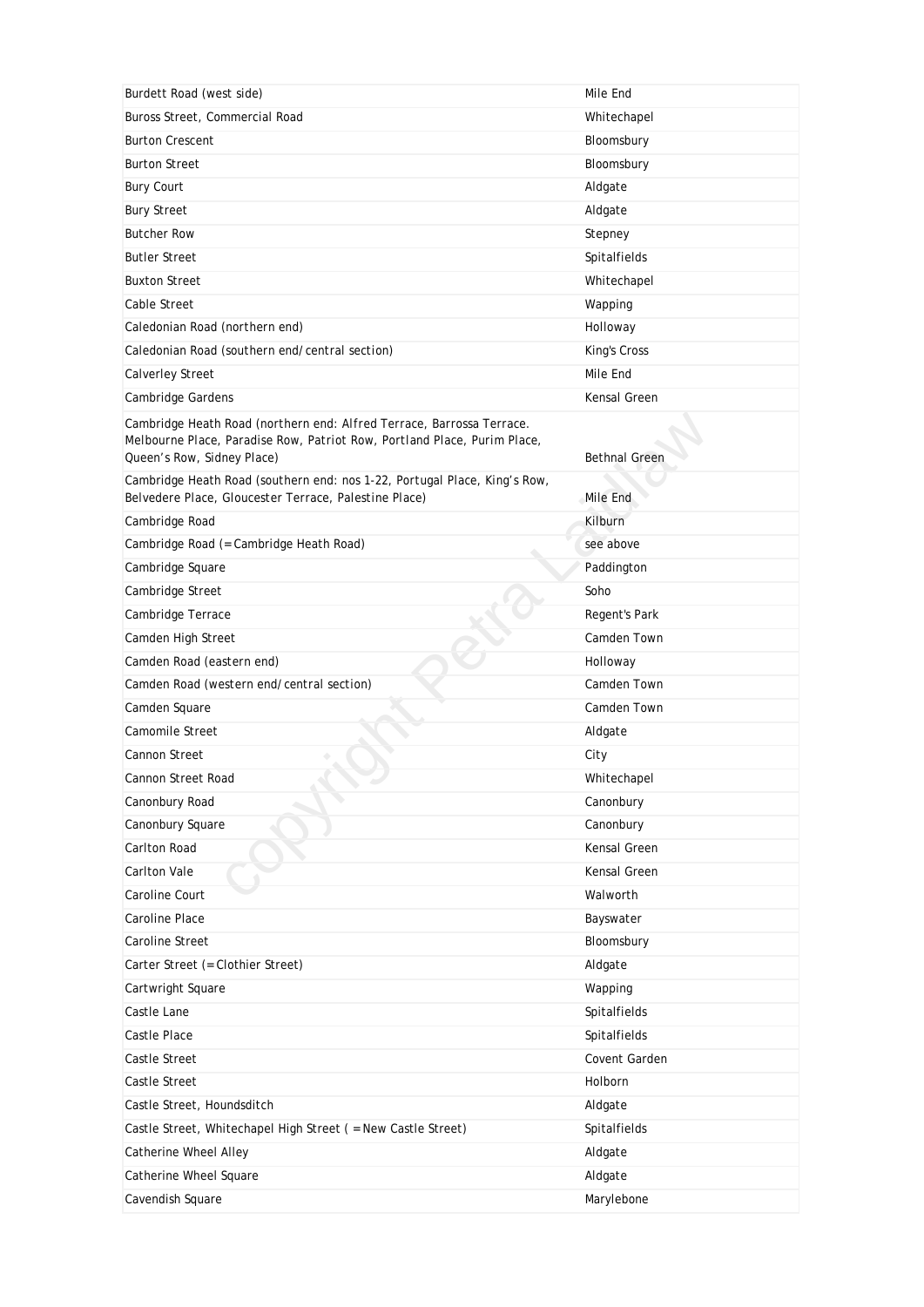| | |
|---|---|
| Burdett Road (west side) | Mile End |
| Buross Street, Commercial Road | Whitechapel |
| Burton Crescent | Bloomsbury |
| Burton Street | Bloomsbury |
| Bury Court | Aldgate |
| Bury Street | Aldgate |
| Butcher Row | Stepney |
| Butler Street | Spitalfields |
| Buxton Street | Whitechapel |
| Cable Street | Wapping |
| Caledonian Road (northern end) | Holloway |
| Caledonian Road (southern end/central section) | King's Cross |
| Calverley Street | Mile End |
| Cambridge Gardens | Kensal Green |
| Cambridge Heath Road (northern end: Alfred Terrace, Barrossa Terrace. Melbourne Place, Paradise Row, Patriot Row, Portland Place, Purim Place, Queen's Row, Sidney Place) | Bethnal Green |
| Cambridge Heath Road (southern end: nos 1-22, Portugal Place, King's Row, Belvedere Place, Gloucester Terrace, Palestine Place) | Mile End |
| Cambridge Road | Kilburn |
| Cambridge Road (=Cambridge Heath Road) | see above |
| Cambridge Square | Paddington |
| Cambridge Street | Soho |
| Cambridge Terrace | Regent's Park |
| Camden High Street | Camden Town |
| Camden Road (eastern end) | Holloway |
| Camden Road (western end/central section) | Camden Town |
| Camden Square | Camden Town |
| Camomile Street | Aldgate |
| Cannon Street | City |
| Cannon Street Road | Whitechapel |
| Canonbury Road | Canonbury |
| Canonbury Square | Canonbury |
| Carlton Road | Kensal Green |
| Carlton Vale | Kensal Green |
| Caroline Court | Walworth |
| Caroline Place | Bayswater |
| Caroline Street | Bloomsbury |
| Carter Street (=Clothier Street) | Aldgate |
| Cartwright Square | Wapping |
| Castle Lane | Spitalfields |
| Castle Place | Spitalfields |
| Castle Street | Covent Garden |
| Castle Street | Holborn |
| Castle Street, Houndsditch | Aldgate |
| Castle Street, Whitechapel High Street ( =New Castle Street) | Spitalfields |
| Catherine Wheel Alley | Aldgate |
| Catherine Wheel Square | Aldgate |
| Cavendish Square | Marylebone |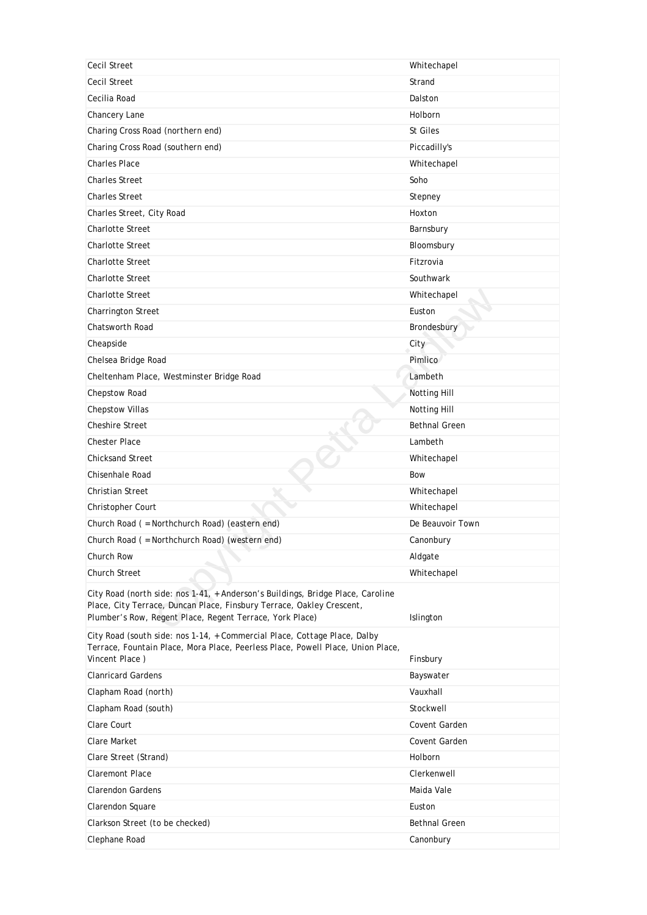| | |
|---|---|
| Cecil Street | Whitechapel |
| Cecil Street | Strand |
| Cecilia Road | Dalston |
| Chancery Lane | Holborn |
| Charing Cross Road (northern end) | St Giles |
| Charing Cross Road (southern end) | Piccadilly's |
| Charles Place | Whitechapel |
| Charles Street | Soho |
| Charles Street | Stepney |
| Charles Street, City Road | Hoxton |
| Charlotte Street | Barnsbury |
| Charlotte Street | Bloomsbury |
| Charlotte Street | Fitzrovia |
| Charlotte Street | Southwark |
| Charlotte Street | Whitechapel |
| Charrington Street | Euston |
| Chatsworth Road | Brondesbury |
| Cheapside | City |
| Chelsea Bridge Road | Pimlico |
| Cheltenham Place, Westminster Bridge Road | Lambeth |
| Chepstow Road | Notting Hill |
| Chepstow Villas | Notting Hill |
| Cheshire Street | Bethnal Green |
| Chester Place | Lambeth |
| Chicksand Street | Whitechapel |
| Chisenhale Road | Bow |
| Christian Street | Whitechapel |
| Christopher Court | Whitechapel |
| Church Road ( = Northchurch Road) (eastern end) | De Beauvoir Town |
| Church Road ( = Northchurch Road) (western end) | Canonbury |
| Church Row | Aldgate |
| Church Street | Whitechapel |
| City Road (north side: nos 1-41, + Anderson's Buildings, Bridge Place, Caroline Place, City Terrace, Duncan Place, Finsbury Terrace, Oakley Crescent, Plumber's Row, Regent Place, Regent Terrace, York Place) | Islington |
| City Road (south side: nos 1-14, + Commercial Place, Cottage Place, Dalby Terrace, Fountain Place, Mora Place, Peerless Place, Powell Place, Union Place, Vincent Place ) | Finsbury |
| Clanricard Gardens | Bayswater |
| Clapham Road (north) | Vauxhall |
| Clapham Road (south) | Stockwell |
| Clare Court | Covent Garden |
| Clare Market | Covent Garden |
| Clare Street (Strand) | Holborn |
| Claremont Place | Clerkenwell |
| Clarendon Gardens | Maida Vale |
| Clarendon Square | Euston |
| Clarkson Street (to be checked) | Bethnal Green |
| Clephane Road | Canonbury |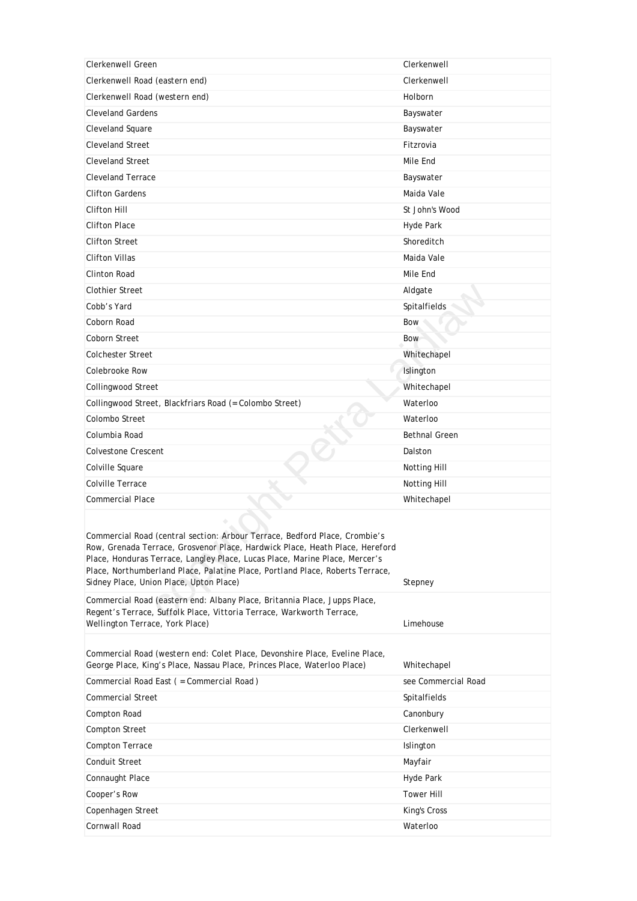| Clerkenwell Green | Clerkenwell |
|---|---|
| Clerkenwell Road (eastern end) | Clerkenwell |
| Clerkenwell Road (western end) | Holborn |
| Cleveland Gardens | Bayswater |
| Cleveland Square | Bayswater |
| Cleveland Street | Fitzrovia |
| Cleveland Street | Mile End |
| Cleveland Terrace | Bayswater |
| Clifton Gardens | Maida Vale |
| Clifton Hill | St John's Wood |
| Clifton Place | Hyde Park |
| Clifton Street | Shoreditch |
| Clifton Villas | Maida Vale |
| Clinton Road | Mile End |
| Clothier Street | Aldgate |
| Cobb's Yard | Spitalfields |
| Coborn Road | Bow |
| Coborn Street | Bow |
| Colchester Street | Whitechapel |
| Colebrooke Row | Islington |
| Collingwood Street | Whitechapel |
| Collingwood Street, Blackfriars Road (= Colombo Street) | Waterloo |
| Colombo Street | Waterloo |
| Columbia Road | Bethnal Green |
| Colvestone Crescent | Dalston |
| Colville Square | Notting Hill |
| Colville Terrace | Notting Hill |
| Commercial Place | Whitechapel |
| Commercial Road (central section: Arbour Terrace, Bedford Place, Crombie's Row, Grenada Terrace, Grosvenor Place, Hardwick Place, Heath Place, Hereford Place, Honduras Terrace, Langley Place, Lucas Place, Marine Place, Mercer's Place, Northumberland Place, Palatine Place, Portland Place, Roberts Terrace, Sidney Place, Union Place, Upton Place) | Stepney |
| Commercial Road (eastern end: Albany Place, Britannia Place, Jupps Place, Regent's Terrace, Suffolk Place, Vittoria Terrace, Warkworth Terrace, Wellington Terrace, York Place) | Limehouse |
| Commercial Road (western end: Colet Place, Devonshire Place, Eveline Place, George Place, King's Place, Nassau Place, Princes Place, Waterloo Place) | Whitechapel |
| Commercial Road East ( = Commercial Road ) | see Commercial Road |
| Commercial Street | Spitalfields |
| Compton Road | Canonbury |
| Compton Street | Clerkenwell |
| Compton Terrace | Islington |
| Conduit Street | Mayfair |
| Connaught Place | Hyde Park |
| Cooper's Row | Tower Hill |
| Copenhagen Street | King's Cross |
| Cornwall Road | Waterloo |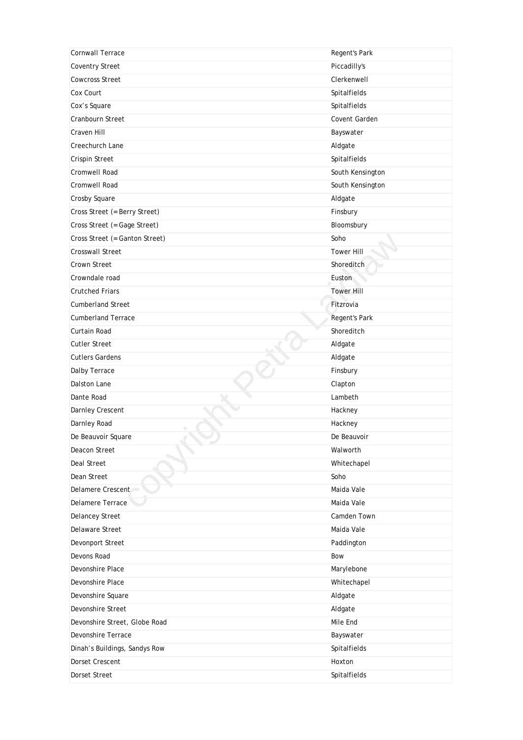| Cornwall Terrace | Regent's Park |
|---|---|
| Coventry Street | Piccadilly's |
| Cowcross Street | Clerkenwell |
| Cox Court | Spitalfields |
| Cox's Square | Spitalfields |
| Cranbourn Street | Covent Garden |
| Craven Hill | Bayswater |
| Creechurch Lane | Aldgate |
| Crispin Street | Spitalfields |
| Cromwell Road | South Kensington |
| Cromwell Road | South Kensington |
| Crosby Square | Aldgate |
| Cross Street (=Berry Street) | Finsbury |
| Cross Street (=Gage Street) | Bloomsbury |
| Cross Street (=Ganton Street) | Soho |
| Crosswall Street | Tower Hill |
| Crown Street | Shoreditch |
| Crowndale road | Euston |
| Crutched Friars | Tower Hill |
| Cumberland Street | Fitzrovia |
| Cumberland Terrace | Regent's Park |
| Curtain Road | Shoreditch |
| Cutler Street | Aldgate |
| Cutlers Gardens | Aldgate |
| Dalby Terrace | Finsbury |
| Dalston Lane | Clapton |
| Dante Road | Lambeth |
| Darnley Crescent | Hackney |
| Darnley Road | Hackney |
| De Beauvoir Square | De Beauvoir |
| Deacon Street | Walworth |
| Deal Street | Whitechapel |
| Dean Street | Soho |
| Delamere Crescent | Maida Vale |
| Delamere Terrace | Maida Vale |
| Delancey Street | Camden Town |
| Delaware Street | Maida Vale |
| Devonport Street | Paddington |
| Devons Road | Bow |
| Devonshire Place | Marylebone |
| Devonshire Place | Whitechapel |
| Devonshire Square | Aldgate |
| Devonshire Street | Aldgate |
| Devonshire Street, Globe Road | Mile End |
| Devonshire Terrace | Bayswater |
| Dinah's Buildings, Sandys Row | Spitalfields |
| Dorset Crescent | Hoxton |
| Dorset Street | Spitalfields |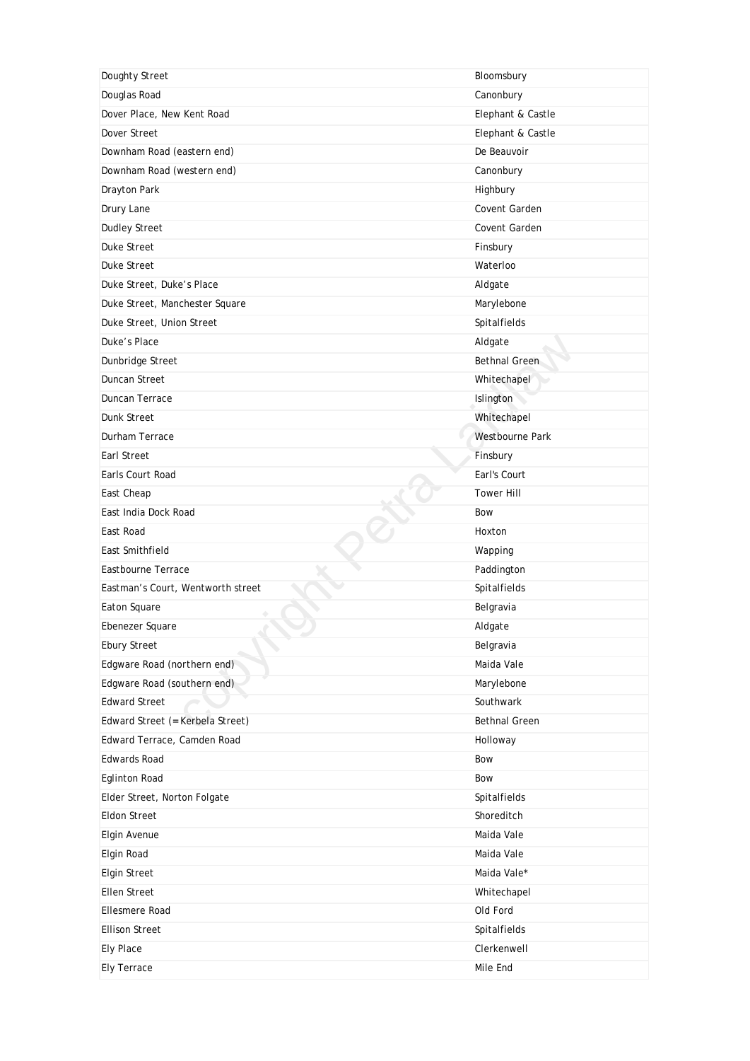| Doughty Street | Bloomsbury |
|---|---|
| Douglas Road | Canonbury |
| Dover Place, New Kent Road | Elephant & Castle |
| Dover Street | Elephant & Castle |
| Downham Road (eastern end) | De Beauvoir |
| Downham Road (western end) | Canonbury |
| Drayton Park | Highbury |
| Drury Lane | Covent Garden |
| Dudley Street | Covent Garden |
| Duke Street | Finsbury |
| Duke Street | Waterloo |
| Duke Street, Duke’s Place | Aldgate |
| Duke Street, Manchester Square | Marylebone |
| Duke Street, Union Street | Spitalfields |
| Duke’s Place | Aldgate |
| Dunbridge Street | Bethnal Green |
| Duncan Street | Whitechapel |
| Duncan Terrace | Islington |
| Dunk Street | Whitechapel |
| Durham Terrace | Westbourne Park |
| Earl Street | Finsbury |
| Earls Court Road | Earl's Court |
| East Cheap | Tower Hill |
| East India Dock Road | Bow |
| East Road | Hoxton |
| East Smithfield | Wapping |
| Eastbourne Terrace | Paddington |
| Eastman’s Court, Wentworth street | Spitalfields |
| Eaton Square | Belgravia |
| Ebenezer Square | Aldgate |
| Ebury Street | Belgravia |
| Edgware Road (northern end) | Maida Vale |
| Edgware Road (southern end) | Marylebone |
| Edward Street | Southwark |
| Edward Street (=Kerbela Street) | Bethnal Green |
| Edward Terrace, Camden Road | Holloway |
| Edwards Road | Bow |
| Eglinton Road | Bow |
| Elder Street, Norton Folgate | Spitalfields |
| Eldon Street | Shoreditch |
| Elgin Avenue | Maida Vale |
| Elgin Road | Maida Vale |
| Elgin Street | Maida Vale* |
| Ellen Street | Whitechapel |
| Ellesmere Road | Old Ford |
| Ellison Street | Spitalfields |
| Ely Place | Clerkenwell |
| Ely Terrace | Mile End |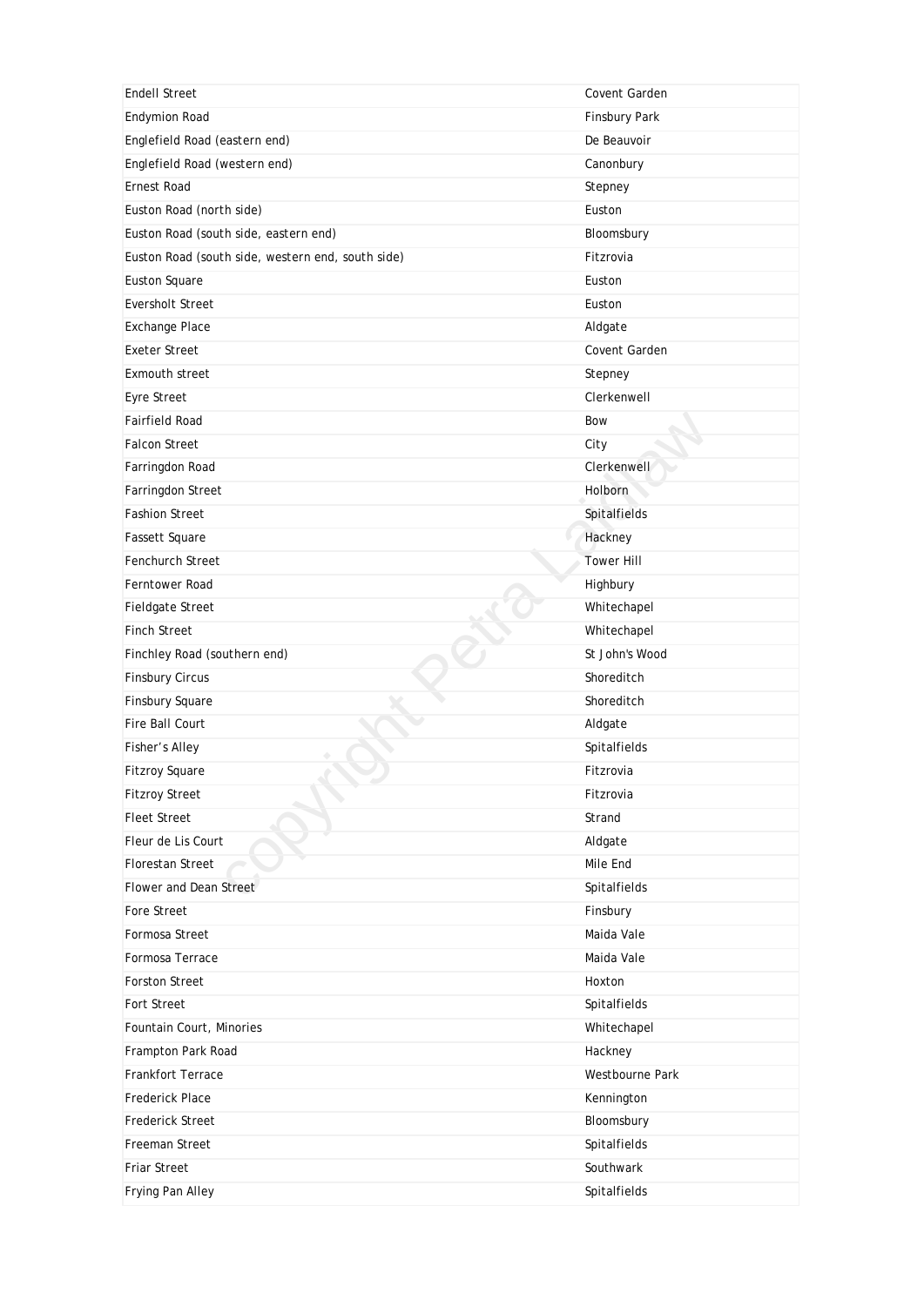| | |
|---|---|
| Endell Street | Covent Garden |
| Endymion Road | Finsbury Park |
| Englefield Road (eastern end) | De Beauvoir |
| Englefield Road (western end) | Canonbury |
| Ernest Road | Stepney |
| Euston Road (north side) | Euston |
| Euston Road (south side, eastern end) | Bloomsbury |
| Euston Road (south side, western end, south side) | Fitzrovia |
| Euston Square | Euston |
| Eversholt Street | Euston |
| Exchange Place | Aldgate |
| Exeter Street | Covent Garden |
| Exmouth street | Stepney |
| Eyre Street | Clerkenwell |
| Fairfield Road | Bow |
| Falcon Street | City |
| Farringdon Road | Clerkenwell |
| Farringdon Street | Holborn |
| Fashion Street | Spitalfields |
| Fassett Square | Hackney |
| Fenchurch Street | Tower Hill |
| Ferntower Road | Highbury |
| Fieldgate Street | Whitechapel |
| Finch Street | Whitechapel |
| Finchley Road (southern end) | St John's Wood |
| Finsbury Circus | Shoreditch |
| Finsbury Square | Shoreditch |
| Fire Ball Court | Aldgate |
| Fisher's Alley | Spitalfields |
| Fitzroy Square | Fitzrovia |
| Fitzroy Street | Fitzrovia |
| Fleet Street | Strand |
| Fleur de Lis Court | Aldgate |
| Florestan Street | Mile End |
| Flower and Dean Street | Spitalfields |
| Fore Street | Finsbury |
| Formosa Street | Maida Vale |
| Formosa Terrace | Maida Vale |
| Forston Street | Hoxton |
| Fort Street | Spitalfields |
| Fountain Court, Minories | Whitechapel |
| Frampton Park Road | Hackney |
| Frankfort Terrace | Westbourne Park |
| Frederick Place | Kennington |
| Frederick Street | Bloomsbury |
| Freeman Street | Spitalfields |
| Friar Street | Southwark |
| Frying Pan Alley | Spitalfields |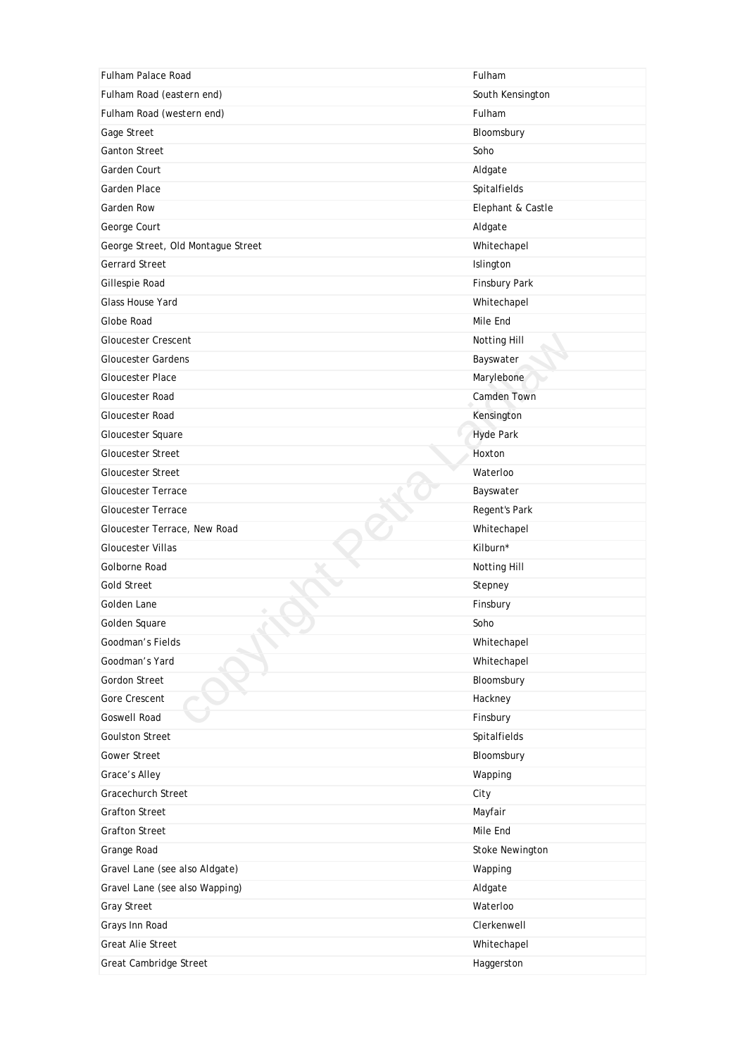| | |
|---|---|
| Fulham Palace Road | Fulham |
| Fulham Road (eastern end) | South Kensington |
| Fulham Road (western end) | Fulham |
| Gage Street | Bloomsbury |
| Ganton Street | Soho |
| Garden Court | Aldgate |
| Garden Place | Spitalfields |
| Garden Row | Elephant & Castle |
| George Court | Aldgate |
| George Street, Old Montague Street | Whitechapel |
| Gerrard Street | Islington |
| Gillespie Road | Finsbury Park |
| Glass House Yard | Whitechapel |
| Globe Road | Mile End |
| Gloucester Crescent | Notting Hill |
| Gloucester Gardens | Bayswater |
| Gloucester Place | Marylebone |
| Gloucester Road | Camden Town |
| Gloucester Road | Kensington |
| Gloucester Square | Hyde Park |
| Gloucester Street | Hoxton |
| Gloucester Street | Waterloo |
| Gloucester Terrace | Bayswater |
| Gloucester Terrace | Regent's Park |
| Gloucester Terrace, New Road | Whitechapel |
| Gloucester Villas | Kilburn* |
| Golborne Road | Notting Hill |
| Gold Street | Stepney |
| Golden Lane | Finsbury |
| Golden Square | Soho |
| Goodman's Fields | Whitechapel |
| Goodman's Yard | Whitechapel |
| Gordon Street | Bloomsbury |
| Gore Crescent | Hackney |
| Goswell Road | Finsbury |
| Goulston Street | Spitalfields |
| Gower Street | Bloomsbury |
| Grace's Alley | Wapping |
| Gracechurch Street | City |
| Grafton Street | Mayfair |
| Grafton Street | Mile End |
| Grange Road | Stoke Newington |
| Gravel Lane (see also Aldgate) | Wapping |
| Gravel Lane (see also Wapping) | Aldgate |
| Gray Street | Waterloo |
| Grays Inn Road | Clerkenwell |
| Great Alie Street | Whitechapel |
| Great Cambridge Street | Haggerston |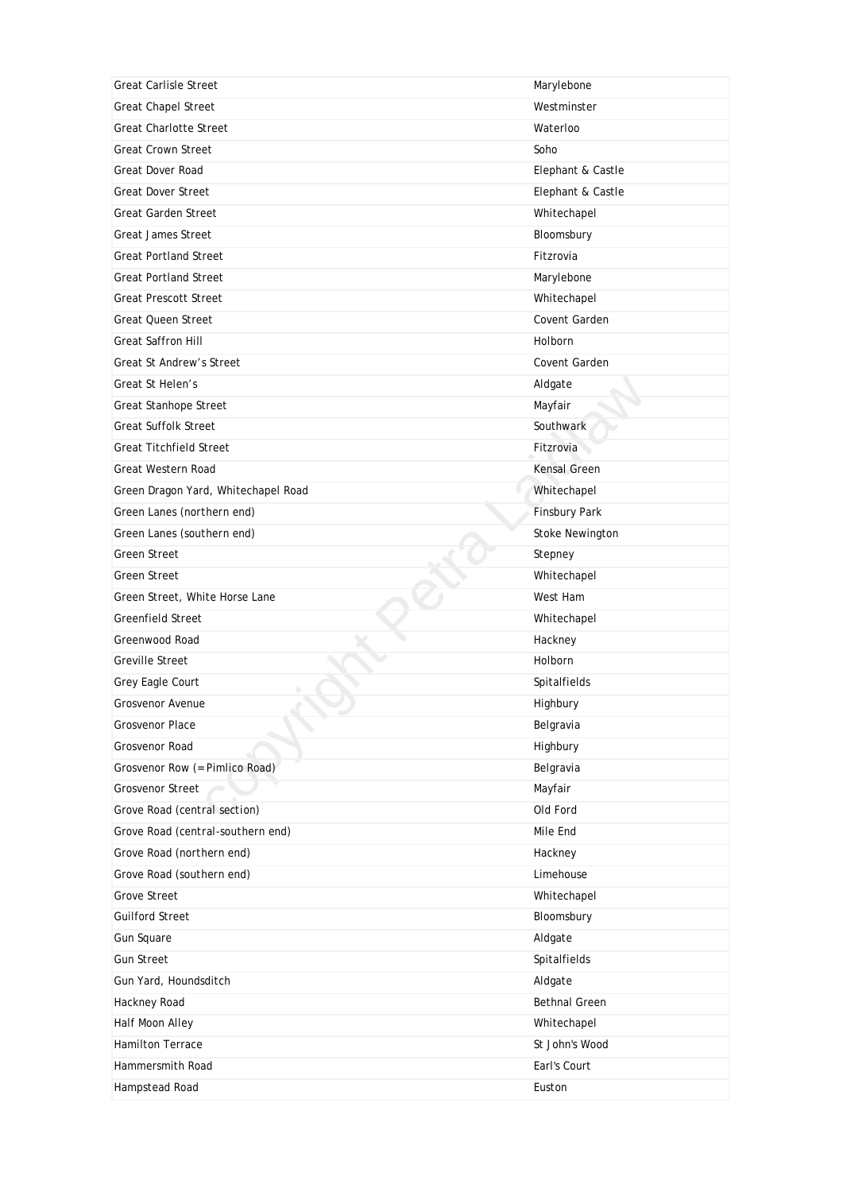| | |
|---|---|
| Great Carlisle Street | Marylebone |
| Great Chapel Street | Westminster |
| Great Charlotte Street | Waterloo |
| Great Crown Street | Soho |
| Great Dover Road | Elephant & Castle |
| Great Dover Street | Elephant & Castle |
| Great Garden Street | Whitechapel |
| Great James Street | Bloomsbury |
| Great Portland Street | Fitzrovia |
| Great Portland Street | Marylebone |
| Great Prescott Street | Whitechapel |
| Great Queen Street | Covent Garden |
| Great Saffron Hill | Holborn |
| Great St Andrew’s Street | Covent Garden |
| Great St Helen’s | Aldgate |
| Great Stanhope Street | Mayfair |
| Great Suffolk Street | Southwark |
| Great Titchfield Street | Fitzrovia |
| Great Western Road | Kensal Green |
| Green Dragon Yard, Whitechapel Road | Whitechapel |
| Green Lanes (northern end) | Finsbury Park |
| Green Lanes (southern end) | Stoke Newington |
| Green Street | Stepney |
| Green Street | Whitechapel |
| Green Street, White Horse Lane | West Ham |
| Greenfield Street | Whitechapel |
| Greenwood Road | Hackney |
| Greville Street | Holborn |
| Grey Eagle Court | Spitalfields |
| Grosvenor Avenue | Highbury |
| Grosvenor Place | Belgravia |
| Grosvenor Road | Highbury |
| Grosvenor Row (= Pimlico Road) | Belgravia |
| Grosvenor Street | Mayfair |
| Grove Road (central section) | Old Ford |
| Grove Road (central-southern end) | Mile End |
| Grove Road (northern end) | Hackney |
| Grove Road (southern end) | Limehouse |
| Grove Street | Whitechapel |
| Guilford Street | Bloomsbury |
| Gun Square | Aldgate |
| Gun Street | Spitalfields |
| Gun Yard, Houndsditch | Aldgate |
| Hackney Road | Bethnal Green |
| Half Moon Alley | Whitechapel |
| Hamilton Terrace | St John's Wood |
| Hammersmith Road | Earl's Court |
| Hampstead Road | Euston |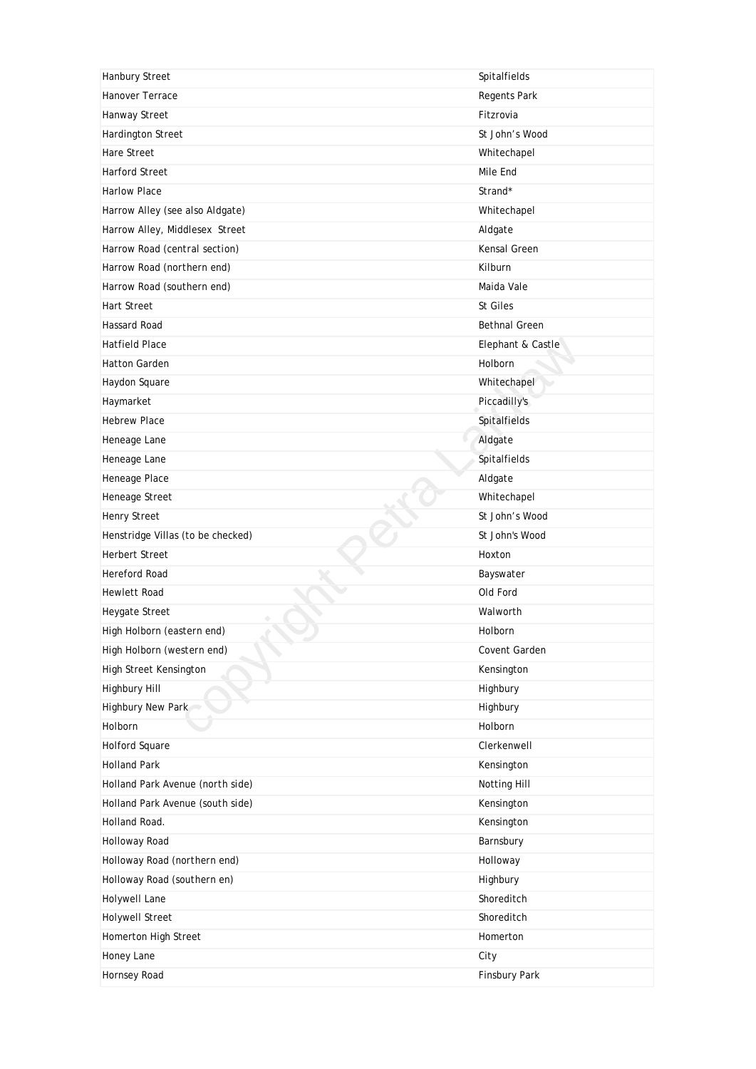| | |
|---|---|
| Hanbury Street | Spitalfields |
| Hanover Terrace | Regents Park |
| Hanway Street | Fitzrovia |
| Hardington Street | St John's Wood |
| Hare Street | Whitechapel |
| Harford Street | Mile End |
| Harlow Place | Strand* |
| Harrow Alley (see also Aldgate) | Whitechapel |
| Harrow Alley, Middlesex Street | Aldgate |
| Harrow Road (central section) | Kensal Green |
| Harrow Road (northern end) | Kilburn |
| Harrow Road (southern end) | Maida Vale |
| Hart Street | St Giles |
| Hassard Road | Bethnal Green |
| Hatfield Place | Elephant & Castle |
| Hatton Garden | Holborn |
| Haydon Square | Whitechapel |
| Haymarket | Piccadilly's |
| Hebrew Place | Spitalfields |
| Heneage Lane | Aldgate |
| Heneage Lane | Spitalfields |
| Heneage Place | Aldgate |
| Heneage Street | Whitechapel |
| Henry Street | St John's Wood |
| Henstridge Villas (to be checked) | St John's Wood |
| Herbert Street | Hoxton |
| Hereford Road | Bayswater |
| Hewlett Road | Old Ford |
| Heygate Street | Walworth |
| High Holborn (eastern end) | Holborn |
| High Holborn (western end) | Covent Garden |
| High Street Kensington | Kensington |
| Highbury Hill | Highbury |
| Highbury New Park | Highbury |
| Holborn | Holborn |
| Holford Square | Clerkenwell |
| Holland Park | Kensington |
| Holland Park Avenue (north side) | Notting Hill |
| Holland Park Avenue (south side) | Kensington |
| Holland Road. | Kensington |
| Holloway Road | Barnsbury |
| Holloway Road (northern end) | Holloway |
| Holloway Road (southern en) | Highbury |
| Holywell Lane | Shoreditch |
| Holywell Street | Shoreditch |
| Homerton High Street | Homerton |
| Honey Lane | City |
| Hornsey Road | Finsbury Park |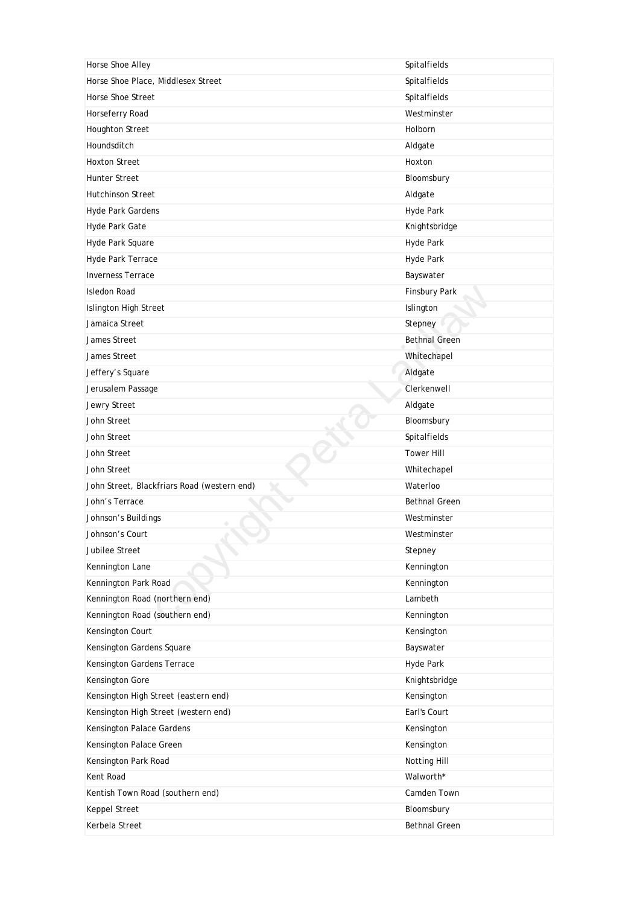| | |
|---|---|
| Horse Shoe Alley | Spitalfields |
| Horse Shoe Place, Middlesex Street | Spitalfields |
| Horse Shoe Street | Spitalfields |
| Horseferry Road | Westminster |
| Houghton Street | Holborn |
| Houndsditch | Aldgate |
| Hoxton Street | Hoxton |
| Hunter Street | Bloomsbury |
| Hutchinson Street | Aldgate |
| Hyde Park Gardens | Hyde Park |
| Hyde Park Gate | Knightsbridge |
| Hyde Park Square | Hyde Park |
| Hyde Park Terrace | Hyde Park |
| Inverness Terrace | Bayswater |
| Isledon Road | Finsbury Park |
| Islington High Street | Islington |
| Jamaica Street | Stepney |
| James Street | Bethnal Green |
| James Street | Whitechapel |
| Jeffery's Square | Aldgate |
| Jerusalem Passage | Clerkenwell |
| Jewry Street | Aldgate |
| John Street | Bloomsbury |
| John Street | Spitalfields |
| John Street | Tower Hill |
| John Street | Whitechapel |
| John Street, Blackfriars Road (western end) | Waterloo |
| John's Terrace | Bethnal Green |
| Johnson's Buildings | Westminster |
| Johnson's Court | Westminster |
| Jubilee Street | Stepney |
| Kennington Lane | Kennington |
| Kennington Park Road | Kennington |
| Kennington Road (northern end) | Lambeth |
| Kennington Road (southern end) | Kennington |
| Kensington Court | Kensington |
| Kensington Gardens Square | Bayswater |
| Kensington Gardens Terrace | Hyde Park |
| Kensington Gore | Knightsbridge |
| Kensington High Street (eastern end) | Kensington |
| Kensington High Street (western end) | Earl's Court |
| Kensington Palace Gardens | Kensington |
| Kensington Palace Green | Kensington |
| Kensington Park Road | Notting Hill |
| Kent Road | Walworth* |
| Kentish Town Road (southern end) | Camden Town |
| Keppel Street | Bloomsbury |
| Kerbela Street | Bethnal Green |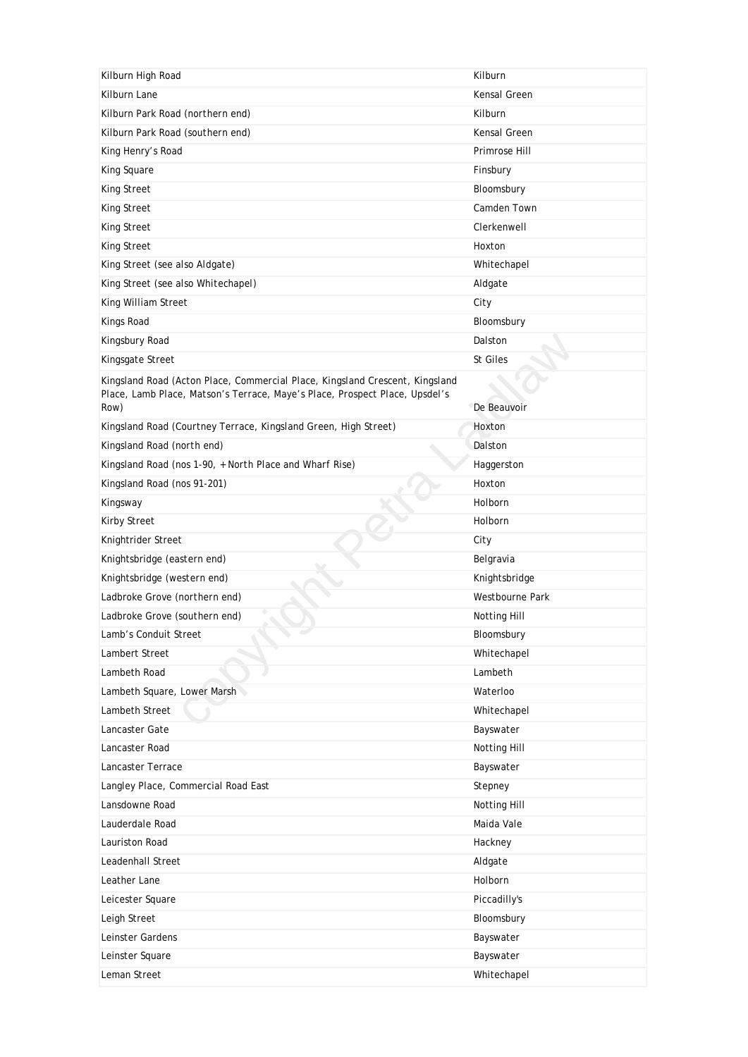| | |
|---|---|
| Kilburn High Road | Kilburn |
| Kilburn Lane | Kensal Green |
| Kilburn Park Road (northern end) | Kilburn |
| Kilburn Park Road (southern end) | Kensal Green |
| King Henry’s Road | Primrose Hill |
| King Square | Finsbury |
| King Street | Bloomsbury |
| King Street | Camden Town |
| King Street | Clerkenwell |
| King Street | Hoxton |
| King Street (see also Aldgate) | Whitechapel |
| King Street (see also Whitechapel) | Aldgate |
| King William Street | City |
| Kings Road | Bloomsbury |
| Kingsbury Road | Dalston |
| Kingsgate Street | St Giles |
| Kingsland Road (Acton Place, Commercial Place, Kingsland Crescent, Kingsland Place, Lamb Place, Matson’s Terrace, Maye’s Place, Prospect Place, Upsdel’s Row) | De Beauvoir |
| Kingsland Road (Courtney Terrace, Kingsland Green, High Street) | Hoxton |
| Kingsland Road (north end) | Dalston |
| Kingsland Road (nos 1-90, + North Place and Wharf Rise) | Haggerston |
| Kingsland Road (nos 91-201) | Hoxton |
| Kingsway | Holborn |
| Kirby Street | Holborn |
| Knightrider Street | City |
| Knightsbridge (eastern end) | Belgravia |
| Knightsbridge (western end) | Knightsbridge |
| Ladbroke Grove (northern end) | Westbourne Park |
| Ladbroke Grove (southern end) | Notting Hill |
| Lamb’s Conduit Street | Bloomsbury |
| Lambert Street | Whitechapel |
| Lambeth Road | Lambeth |
| Lambeth Square, Lower Marsh | Waterloo |
| Lambeth Street | Whitechapel |
| Lancaster Gate | Bayswater |
| Lancaster Road | Notting Hill |
| Lancaster Terrace | Bayswater |
| Langley Place, Commercial Road East | Stepney |
| Lansdowne Road | Notting Hill |
| Lauderdale Road | Maida Vale |
| Lauriston Road | Hackney |
| Leadenhall Street | Aldgate |
| Leather Lane | Holborn |
| Leicester Square | Piccadilly's |
| Leigh Street | Bloomsbury |
| Leinster Gardens | Bayswater |
| Leinster Square | Bayswater |
| Leman Street | Whitechapel |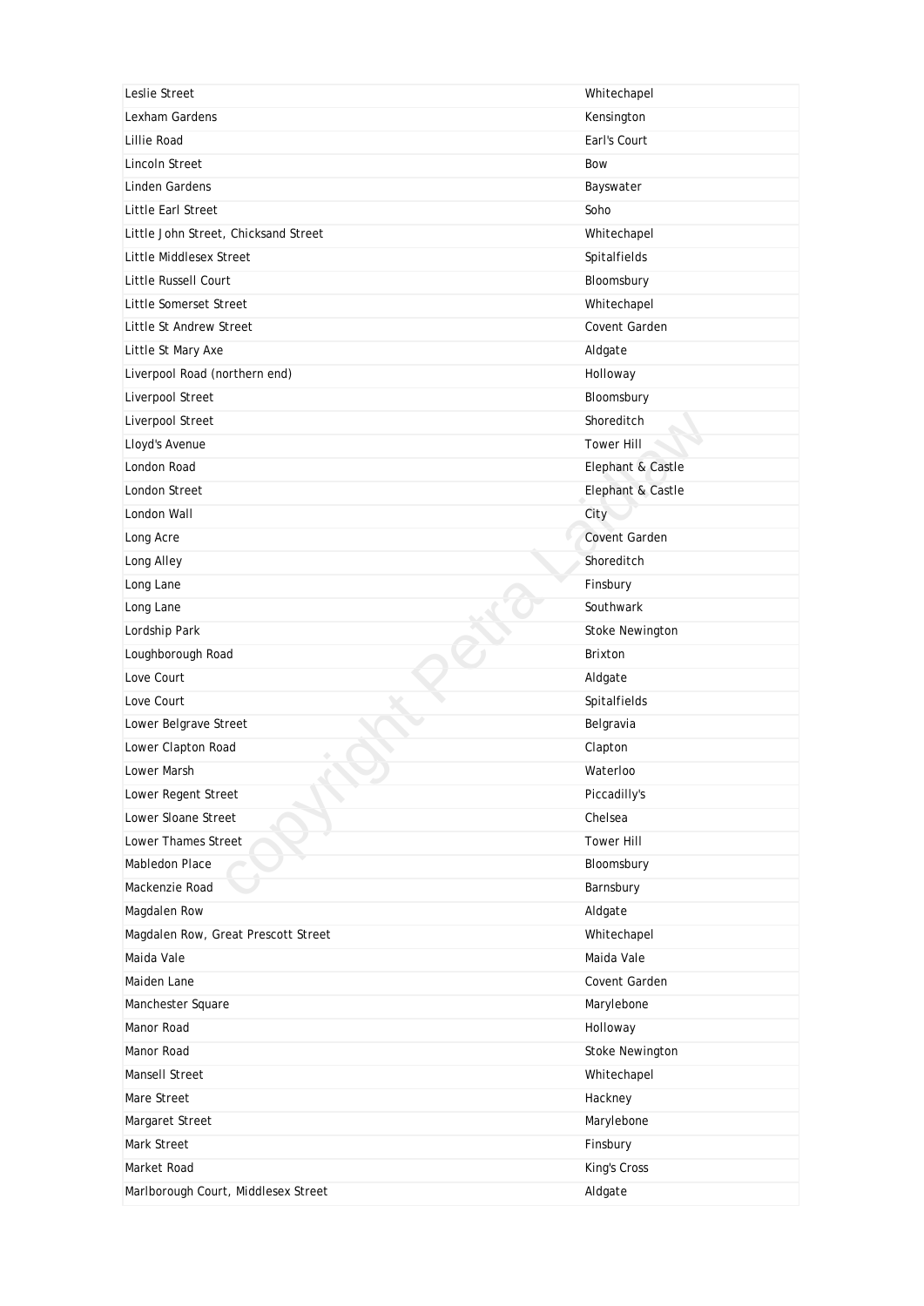| | |
|---|---|
| Leslie Street | Whitechapel |
| Lexham Gardens | Kensington |
| Lillie Road | Earl's Court |
| Lincoln Street | Bow |
| Linden Gardens | Bayswater |
| Little Earl Street | Soho |
| Little John Street, Chicksand Street | Whitechapel |
| Little Middlesex Street | Spitalfields |
| Little Russell Court | Bloomsbury |
| Little Somerset Street | Whitechapel |
| Little St Andrew Street | Covent Garden |
| Little St Mary Axe | Aldgate |
| Liverpool Road (northern end) | Holloway |
| Liverpool Street | Bloomsbury |
| Liverpool Street | Shoreditch |
| Lloyd's Avenue | Tower Hill |
| London Road | Elephant & Castle |
| London Street | Elephant & Castle |
| London Wall | City |
| Long Acre | Covent Garden |
| Long Alley | Shoreditch |
| Long Lane | Finsbury |
| Long Lane | Southwark |
| Lordship Park | Stoke Newington |
| Loughborough Road | Brixton |
| Love Court | Aldgate |
| Love Court | Spitalfields |
| Lower Belgrave Street | Belgravia |
| Lower Clapton Road | Clapton |
| Lower Marsh | Waterloo |
| Lower Regent Street | Piccadilly's |
| Lower Sloane Street | Chelsea |
| Lower Thames Street | Tower Hill |
| Mabledon Place | Bloomsbury |
| Mackenzie Road | Barnsbury |
| Magdalen Row | Aldgate |
| Magdalen Row, Great Prescott Street | Whitechapel |
| Maida Vale | Maida Vale |
| Maiden Lane | Covent Garden |
| Manchester Square | Marylebone |
| Manor Road | Holloway |
| Manor Road | Stoke Newington |
| Mansell Street | Whitechapel |
| Mare Street | Hackney |
| Margaret Street | Marylebone |
| Mark Street | Finsbury |
| Market Road | King's Cross |
| Marlborough Court, Middlesex Street | Aldgate |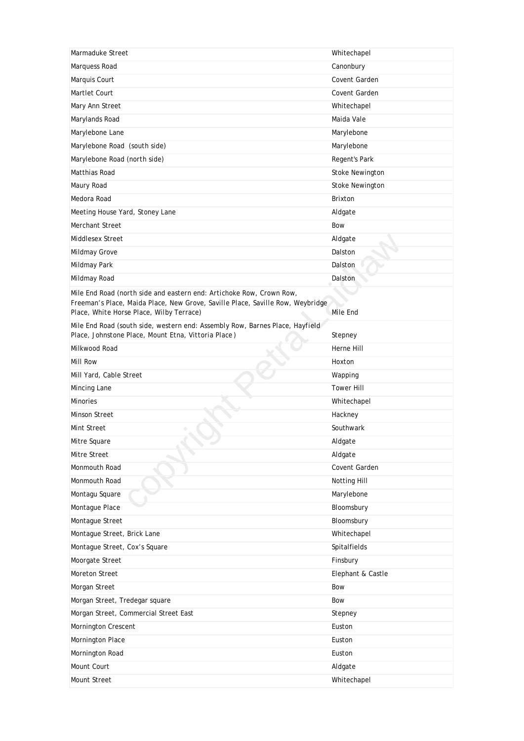| Marmaduke Street | Whitechapel |
|---|---|
| Marquess Road | Canonbury |
| Marquis Court | Covent Garden |
| Martlet Court | Covent Garden |
| Mary Ann Street | Whitechapel |
| Marylands Road | Maida Vale |
| Marylebone Lane | Marylebone |
| Marylebone Road (south side) | Marylebone |
| Marylebone Road (north side) | Regent's Park |
| Matthias Road | Stoke Newington |
| Maury Road | Stoke Newington |
| Medora Road | Brixton |
| Meeting House Yard, Stoney Lane | Aldgate |
| Merchant Street | Bow |
| Middlesex Street | Aldgate |
| Mildmay Grove | Dalston |
| Mildmay Park | Dalston |
| Mildmay Road | Dalston |
| Mile End Road (north side and eastern end: Artichoke Row, Crown Row, Freeman's Place, Maida Place, New Grove, Saville Place, Saville Row, Weybridge Place, White Horse Place, Wilby Terrace) | Mile End |
| Mile End Road (south side, western end: Assembly Row, Barnes Place, Hayfield Place, Johnstone Place, Mount Etna, Vittoria Place) | Stepney |
| Milkwood Road | Herne Hill |
| Mill Row | Hoxton |
| Mill Yard, Cable Street | Wapping |
| Mincing Lane | Tower Hill |
| Minories | Whitechapel |
| Minson Street | Hackney |
| Mint Street | Southwark |
| Mitre Square | Aldgate |
| Mitre Street | Aldgate |
| Monmouth Road | Covent Garden |
| Monmouth Road | Notting Hill |
| Montagu Square | Marylebone |
| Montague Place | Bloomsbury |
| Montague Street | Bloomsbury |
| Montague Street, Brick Lane | Whitechapel |
| Montague Street, Cox's Square | Spitalfields |
| Moorgate Street | Finsbury |
| Moreton Street | Elephant & Castle |
| Morgan Street | Bow |
| Morgan Street, Tredegar square | Bow |
| Morgan Street, Commercial Street East | Stepney |
| Mornington Crescent | Euston |
| Mornington Place | Euston |
| Mornington Road | Euston |
| Mount Court | Aldgate |
| Mount Street | Whitechapel |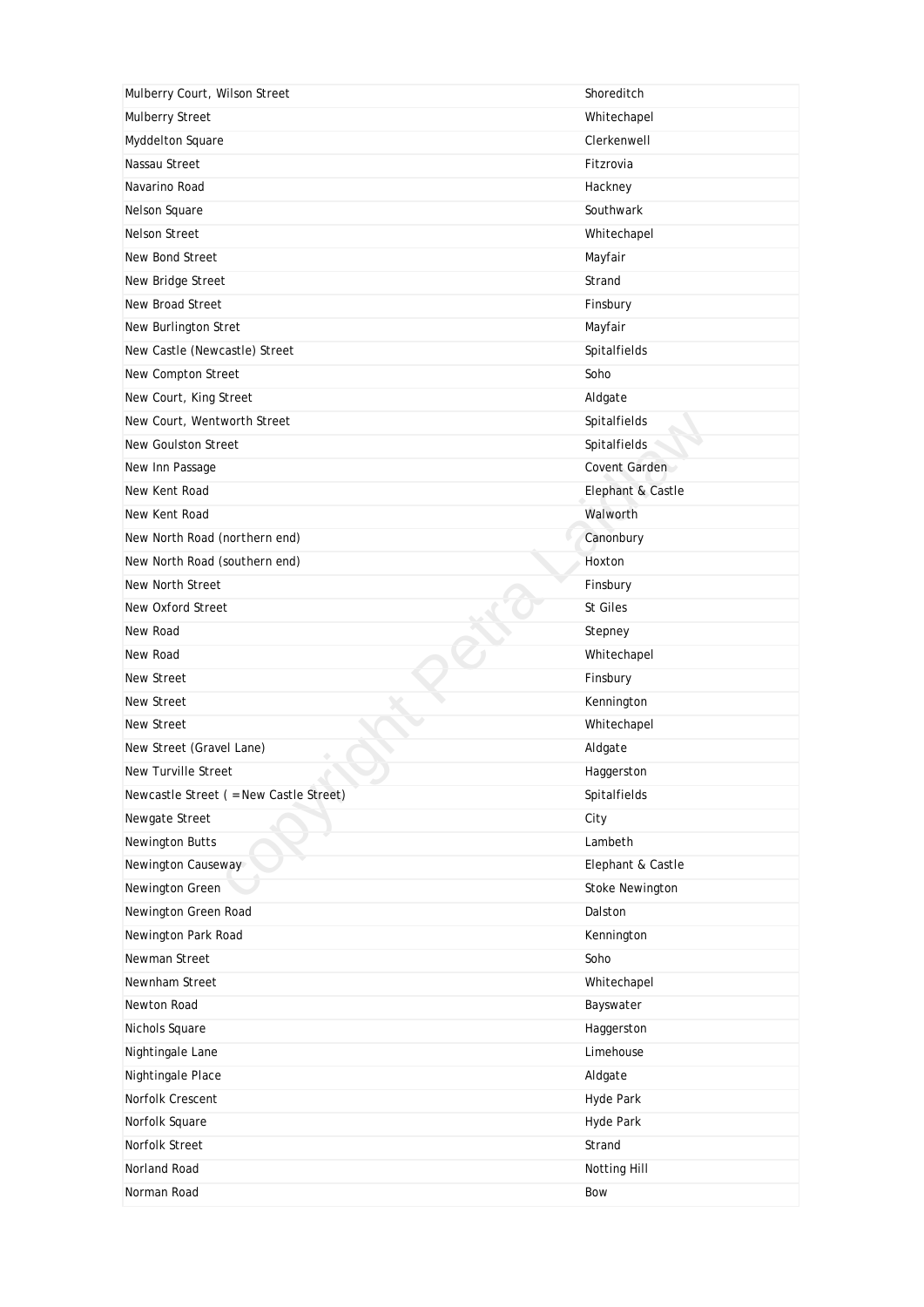| | |
|---|---|
| Mulberry Court, Wilson Street | Shoreditch |
| Mulberry Street | Whitechapel |
| Myddelton Square | Clerkenwell |
| Nassau Street | Fitzrovia |
| Navarino Road | Hackney |
| Nelson Square | Southwark |
| Nelson Street | Whitechapel |
| New Bond Street | Mayfair |
| New Bridge Street | Strand |
| New Broad Street | Finsbury |
| New Burlington Stret | Mayfair |
| New Castle (Newcastle) Street | Spitalfields |
| New Compton Street | Soho |
| New Court, King Street | Aldgate |
| New Court, Wentworth Street | Spitalfields |
| New Goulston Street | Spitalfields |
| New Inn Passage | Covent Garden |
| New Kent Road | Elephant & Castle |
| New Kent Road | Walworth |
| New North Road (northern end) | Canonbury |
| New North Road (southern end) | Hoxton |
| New North Street | Finsbury |
| New Oxford Street | St Giles |
| New Road | Stepney |
| New Road | Whitechapel |
| New Street | Finsbury |
| New Street | Kennington |
| New Street | Whitechapel |
| New Street (Gravel Lane) | Aldgate |
| New Turville Street | Haggerston |
| Newcastle Street ( = New Castle Street) | Spitalfields |
| Newgate Street | City |
| Newington Butts | Lambeth |
| Newington Causeway | Elephant & Castle |
| Newington Green | Stoke Newington |
| Newington Green Road | Dalston |
| Newington Park Road | Kennington |
| Newman Street | Soho |
| Newnham Street | Whitechapel |
| Newton Road | Bayswater |
| Nichols Square | Haggerston |
| Nightingale Lane | Limehouse |
| Nightingale Place | Aldgate |
| Norfolk Crescent | Hyde Park |
| Norfolk Square | Hyde Park |
| Norfolk Street | Strand |
| Norland Road | Notting Hill |
| Norman Road | Bow |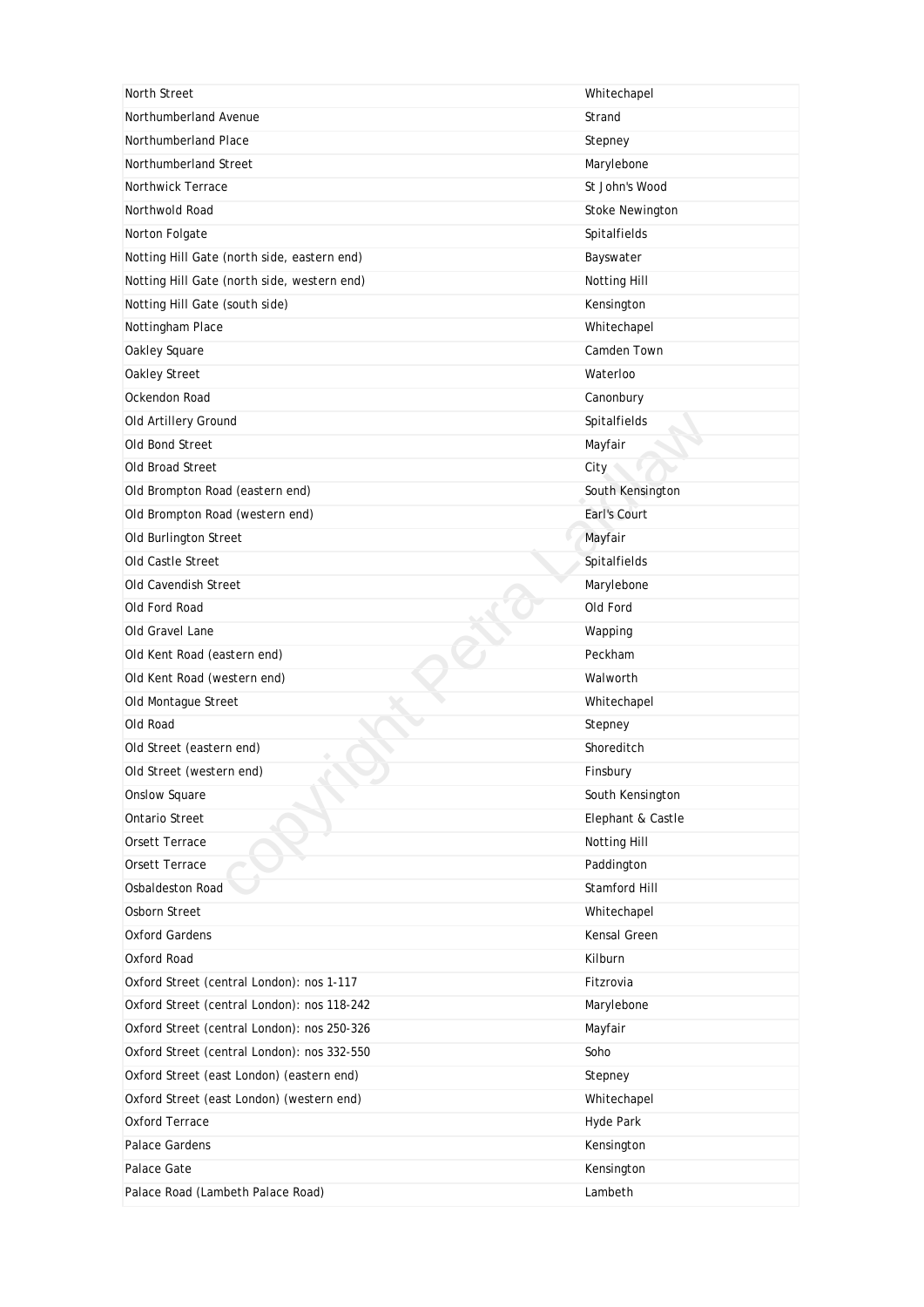| | |
|---|---|
| North Street | Whitechapel |
| Northumberland Avenue | Strand |
| Northumberland Place | Stepney |
| Northumberland Street | Marylebone |
| Northwick Terrace | St John's Wood |
| Northwold Road | Stoke Newington |
| Norton Folgate | Spitalfields |
| Notting Hill Gate (north side, eastern end) | Bayswater |
| Notting Hill Gate (north side, western end) | Notting Hill |
| Notting Hill Gate (south side) | Kensington |
| Nottingham Place | Whitechapel |
| Oakley Square | Camden Town |
| Oakley Street | Waterloo |
| Ockendon Road | Canonbury |
| Old Artillery Ground | Spitalfields |
| Old Bond Street | Mayfair |
| Old Broad Street | City |
| Old Brompton Road (eastern end) | South Kensington |
| Old Brompton Road (western end) | Earl's Court |
| Old Burlington Street | Mayfair |
| Old Castle Street | Spitalfields |
| Old Cavendish Street | Marylebone |
| Old Ford Road | Old Ford |
| Old Gravel Lane | Wapping |
| Old Kent Road (eastern end) | Peckham |
| Old Kent Road (western end) | Walworth |
| Old Montague Street | Whitechapel |
| Old Road | Stepney |
| Old Street (eastern end) | Shoreditch |
| Old Street (western end) | Finsbury |
| Onslow Square | South Kensington |
| Ontario Street | Elephant & Castle |
| Orsett Terrace | Notting Hill |
| Orsett Terrace | Paddington |
| Osbaldeston Road | Stamford Hill |
| Osborn Street | Whitechapel |
| Oxford Gardens | Kensal Green |
| Oxford Road | Kilburn |
| Oxford Street (central London): nos 1-117 | Fitzrovia |
| Oxford Street (central London): nos 118-242 | Marylebone |
| Oxford Street (central London): nos 250-326 | Mayfair |
| Oxford Street (central London): nos 332-550 | Soho |
| Oxford Street (east London) (eastern end) | Stepney |
| Oxford Street (east London) (western end) | Whitechapel |
| Oxford Terrace | Hyde Park |
| Palace Gardens | Kensington |
| Palace Gate | Kensington |
| Palace Road (Lambeth Palace Road) | Lambeth |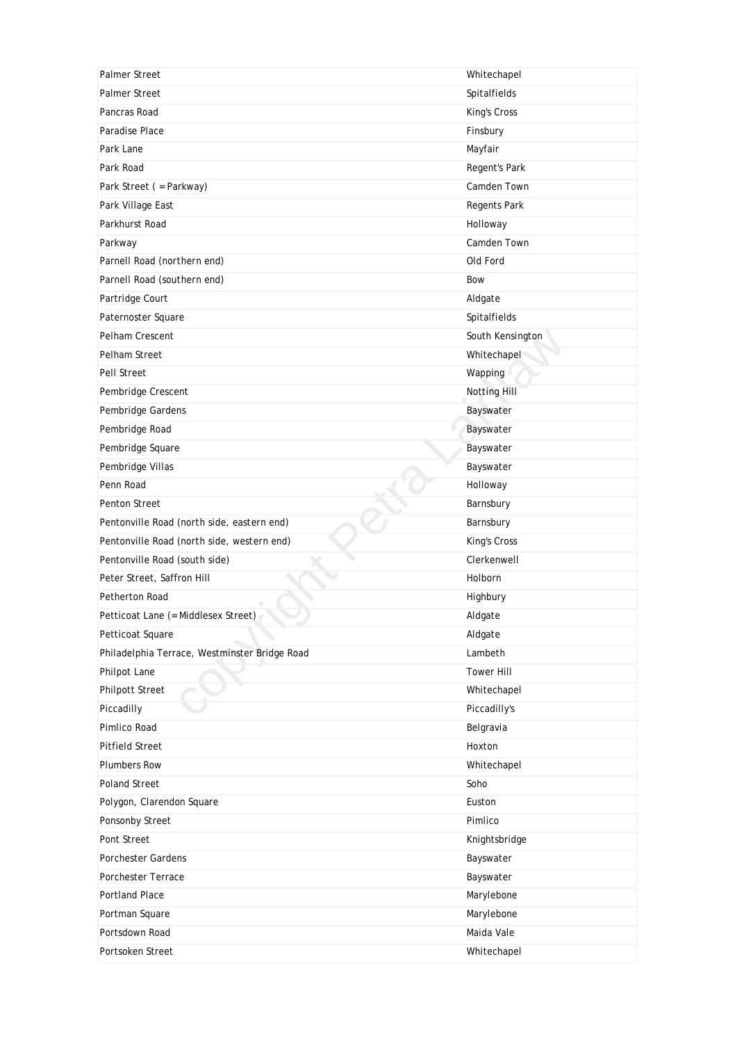| | |
|---|---|
| Palmer Street | Whitechapel |
| Palmer Street | Spitalfields |
| Pancras Road | King's Cross |
| Paradise Place | Finsbury |
| Park Lane | Mayfair |
| Park Road | Regent's Park |
| Park Street ( = Parkway) | Camden Town |
| Park Village East | Regents Park |
| Parkhurst Road | Holloway |
| Parkway | Camden Town |
| Parnell Road (northern end) | Old Ford |
| Parnell Road (southern end) | Bow |
| Partridge Court | Aldgate |
| Paternoster Square | Spitalfields |
| Pelham Crescent | South Kensington |
| Pelham Street | Whitechapel |
| Pell Street | Wapping |
| Pembridge Crescent | Notting Hill |
| Pembridge Gardens | Bayswater |
| Pembridge Road | Bayswater |
| Pembridge Square | Bayswater |
| Pembridge Villas | Bayswater |
| Penn Road | Holloway |
| Penton Street | Barnsbury |
| Pentonville Road (north side, eastern end) | Barnsbury |
| Pentonville Road (north side, western end) | King's Cross |
| Pentonville Road (south side) | Clerkenwell |
| Peter Street, Saffron Hill | Holborn |
| Petherton Road | Highbury |
| Petticoat Lane (= Middlesex Street) | Aldgate |
| Petticoat Square | Aldgate |
| Philadelphia Terrace, Westminster Bridge Road | Lambeth |
| Philpot Lane | Tower Hill |
| Philpott Street | Whitechapel |
| Piccadilly | Piccadilly's |
| Pimlico Road | Belgravia |
| Pitfield Street | Hoxton |
| Plumbers Row | Whitechapel |
| Poland Street | Soho |
| Polygon, Clarendon Square | Euston |
| Ponsonby Street | Pimlico |
| Pont Street | Knightsbridge |
| Porchester Gardens | Bayswater |
| Porchester Terrace | Bayswater |
| Portland Place | Marylebone |
| Portman Square | Marylebone |
| Portsdown Road | Maida Vale |
| Portsoken Street | Whitechapel |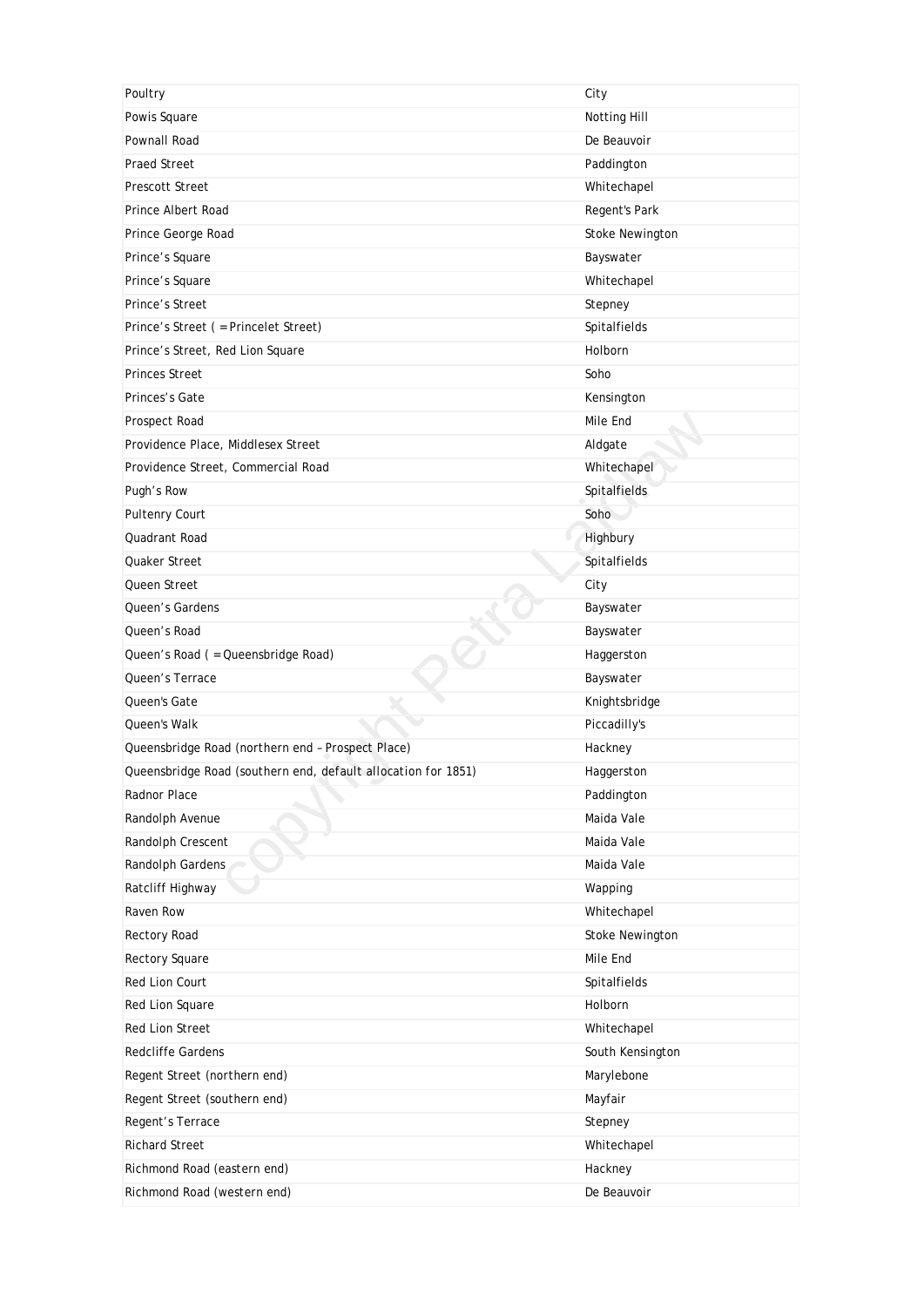| | |
|---|---|
| Poultry | City |
| Powis Square | Notting Hill |
| Pownall Road | De Beauvoir |
| Praed Street | Paddington |
| Prescott Street | Whitechapel |
| Prince Albert Road | Regent's Park |
| Prince George Road | Stoke Newington |
| Prince’s Square | Bayswater |
| Prince’s Square | Whitechapel |
| Prince’s Street | Stepney |
| Prince’s Street ( = Princelet Street) | Spitalfields |
| Prince’s Street, Red Lion Square | Holborn |
| Princes Street | Soho |
| Princes’s Gate | Kensington |
| Prospect Road | Mile End |
| Providence Place, Middlesex Street | Aldgate |
| Providence Street, Commercial Road | Whitechapel |
| Pugh’s Row | Spitalfields |
| Pultenry Court | Soho |
| Quadrant Road | Highbury |
| Quaker Street | Spitalfields |
| Queen Street | City |
| Queen’s Gardens | Bayswater |
| Queen’s Road | Bayswater |
| Queen’s Road ( = Queensbridge Road) | Haggerston |
| Queen’s Terrace | Bayswater |
| Queen's Gate | Knightsbridge |
| Queen's Walk | Piccadilly's |
| Queensbridge Road (northern end – Prospect Place) | Hackney |
| Queensbridge Road (southern end, default allocation for 1851) | Haggerston |
| Radnor Place | Paddington |
| Randolph Avenue | Maida Vale |
| Randolph Crescent | Maida Vale |
| Randolph Gardens | Maida Vale |
| Ratcliff Highway | Wapping |
| Raven Row | Whitechapel |
| Rectory Road | Stoke Newington |
| Rectory Square | Mile End |
| Red Lion Court | Spitalfields |
| Red Lion Square | Holborn |
| Red Lion Street | Whitechapel |
| Redcliffe Gardens | South Kensington |
| Regent Street (northern end) | Marylebone |
| Regent Street (southern end) | Mayfair |
| Regent’s Terrace | Stepney |
| Richard Street | Whitechapel |
| Richmond Road (eastern end) | Hackney |
| Richmond Road (western end) | De Beauvoir |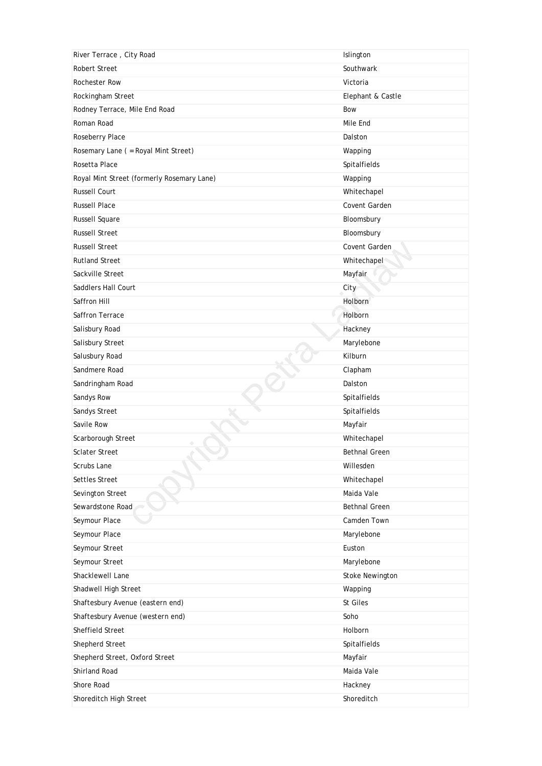| | |
|---|---|
| River Terrace , City Road | Islington |
| Robert Street | Southwark |
| Rochester Row | Victoria |
| Rockingham Street | Elephant & Castle |
| Rodney Terrace, Mile End Road | Bow |
| Roman Road | Mile End |
| Roseberry Place | Dalston |
| Rosemary Lane ( = Royal Mint Street) | Wapping |
| Rosetta Place | Spitalfields |
| Royal Mint Street (formerly Rosemary Lane) | Wapping |
| Russell Court | Whitechapel |
| Russell Place | Covent Garden |
| Russell Square | Bloomsbury |
| Russell Street | Bloomsbury |
| Russell Street | Covent Garden |
| Rutland Street | Whitechapel |
| Sackville Street | Mayfair |
| Saddlers Hall Court | City |
| Saffron Hill | Holborn |
| Saffron Terrace | Holborn |
| Salisbury Road | Hackney |
| Salisbury Street | Marylebone |
| Salusbury Road | Kilburn |
| Sandmere Road | Clapham |
| Sandringham Road | Dalston |
| Sandys Row | Spitalfields |
| Sandys Street | Spitalfields |
| Savile Row | Mayfair |
| Scarborough Street | Whitechapel |
| Sclater Street | Bethnal Green |
| Scrubs Lane | Willesden |
| Settles Street | Whitechapel |
| Sevington Street | Maida Vale |
| Sewardstone Road | Bethnal Green |
| Seymour Place | Camden Town |
| Seymour Place | Marylebone |
| Seymour Street | Euston |
| Seymour Street | Marylebone |
| Shacklewell Lane | Stoke Newington |
| Shadwell High Street | Wapping |
| Shaftesbury Avenue (eastern end) | St Giles |
| Shaftesbury Avenue (western end) | Soho |
| Sheffield Street | Holborn |
| Shepherd Street | Spitalfields |
| Shepherd Street, Oxford Street | Mayfair |
| Shirland Road | Maida Vale |
| Shore Road | Hackney |
| Shoreditch High Street | Shoreditch |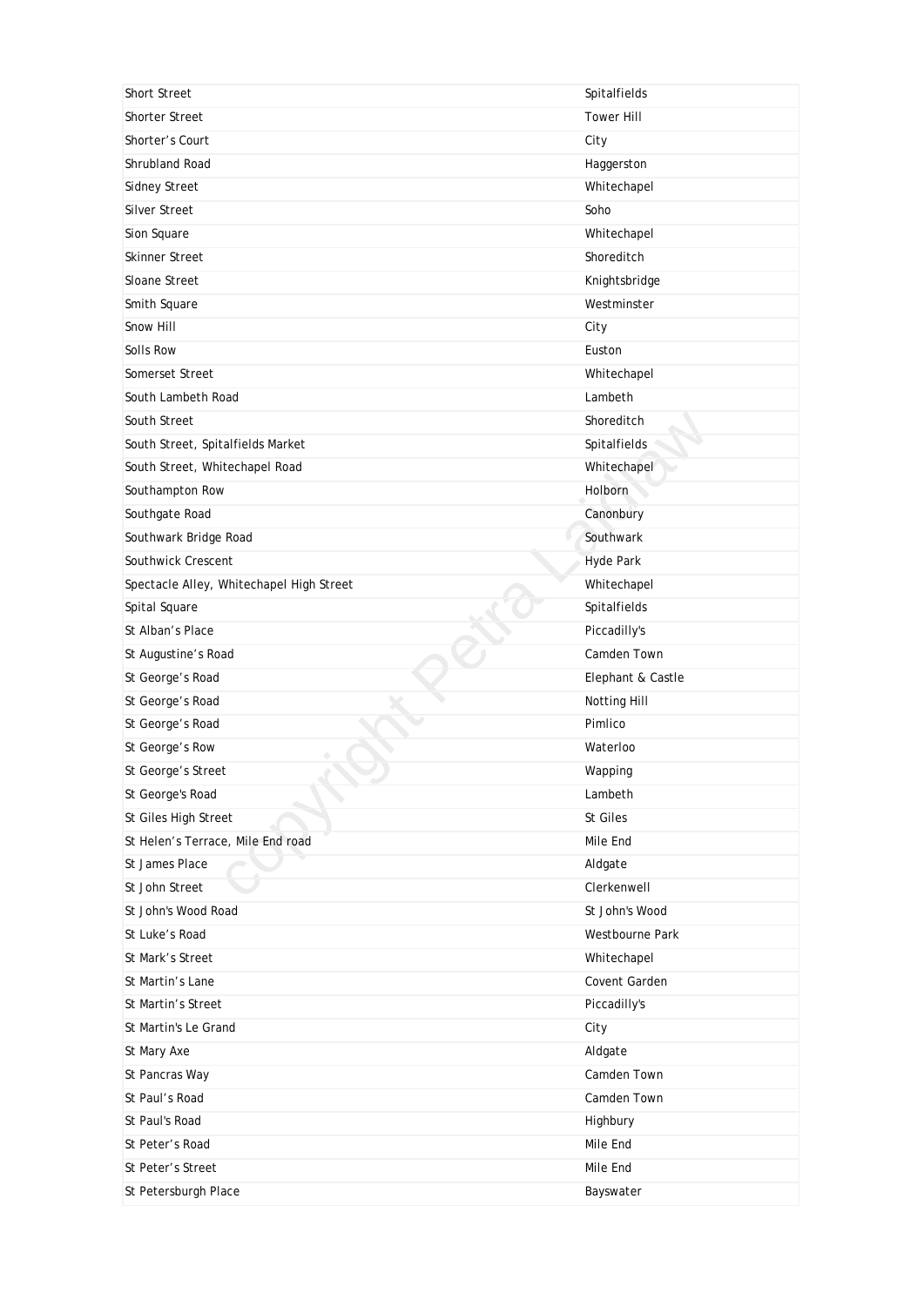| | |
|---|---|
| Short Street | Spitalfields |
| Shorter Street | Tower Hill |
| Shorter’s Court | City |
| Shrubland Road | Haggerston |
| Sidney Street | Whitechapel |
| Silver Street | Soho |
| Sion Square | Whitechapel |
| Skinner Street | Shoreditch |
| Sloane Street | Knightsbridge |
| Smith Square | Westminster |
| Snow Hill | City |
| Solls Row | Euston |
| Somerset Street | Whitechapel |
| South Lambeth Road | Lambeth |
| South Street | Shoreditch |
| South Street, Spitalfields Market | Spitalfields |
| South Street, Whitechapel Road | Whitechapel |
| Southampton Row | Holborn |
| Southgate Road | Canonbury |
| Southwark Bridge Road | Southwark |
| Southwick Crescent | Hyde Park |
| Spectacle Alley, Whitechapel High Street | Whitechapel |
| Spital Square | Spitalfields |
| St Alban’s Place | Piccadilly's |
| St Augustine’s Road | Camden Town |
| St George’s Road | Elephant & Castle |
| St George’s Road | Notting Hill |
| St George’s Road | Pimlico |
| St George’s Row | Waterloo |
| St George’s Street | Wapping |
| St George's Road | Lambeth |
| St Giles High Street | St Giles |
| St Helen’s Terrace, Mile End road | Mile End |
| St James Place | Aldgate |
| St John Street | Clerkenwell |
| St John's Wood Road | St John's Wood |
| St Luke’s Road | Westbourne Park |
| St Mark’s Street | Whitechapel |
| St Martin’s Lane | Covent Garden |
| St Martin’s Street | Piccadilly's |
| St Martin's Le Grand | City |
| St Mary Axe | Aldgate |
| St Pancras Way | Camden Town |
| St Paul’s Road | Camden Town |
| St Paul's Road | Highbury |
| St Peter’s Road | Mile End |
| St Peter’s Street | Mile End |
| St Petersburgh Place | Bayswater |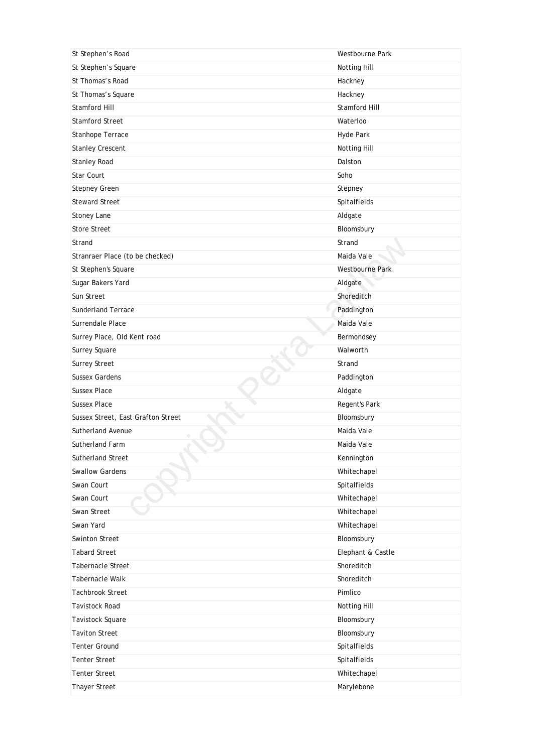| | |
|---|---|
| St Stephen's Road | Westbourne Park |
| St Stephen's Square | Notting Hill |
| St Thomas's Road | Hackney |
| St Thomas's Square | Hackney |
| Stamford Hill | Stamford Hill |
| Stamford Street | Waterloo |
| Stanhope Terrace | Hyde Park |
| Stanley Crescent | Notting Hill |
| Stanley Road | Dalston |
| Star Court | Soho |
| Stepney Green | Stepney |
| Steward Street | Spitalfields |
| Stoney Lane | Aldgate |
| Store Street | Bloomsbury |
| Strand | Strand |
| Stranraer Place (to be checked) | Maida Vale |
| St Stephen's Square | Westbourne Park |
| Sugar Bakers Yard | Aldgate |
| Sun Street | Shoreditch |
| Sunderland Terrace | Paddington |
| Surrendale Place | Maida Vale |
| Surrey Place, Old Kent road | Bermondsey |
| Surrey Square | Walworth |
| Surrey Street | Strand |
| Sussex Gardens | Paddington |
| Sussex Place | Aldgate |
| Sussex Place | Regent's Park |
| Sussex Street, East Grafton Street | Bloomsbury |
| Sutherland Avenue | Maida Vale |
| Sutherland Farm | Maida Vale |
| Sutherland Street | Kennington |
| Swallow Gardens | Whitechapel |
| Swan Court | Spitalfields |
| Swan Court | Whitechapel |
| Swan Street | Whitechapel |
| Swan Yard | Whitechapel |
| Swinton Street | Bloomsbury |
| Tabard Street | Elephant & Castle |
| Tabernacle Street | Shoreditch |
| Tabernacle Walk | Shoreditch |
| Tachbrook Street | Pimlico |
| Tavistock Road | Notting Hill |
| Tavistock Square | Bloomsbury |
| Taviton Street | Bloomsbury |
| Tenter Ground | Spitalfields |
| Tenter Street | Spitalfields |
| Tenter Street | Whitechapel |
| Thayer Street | Marylebone |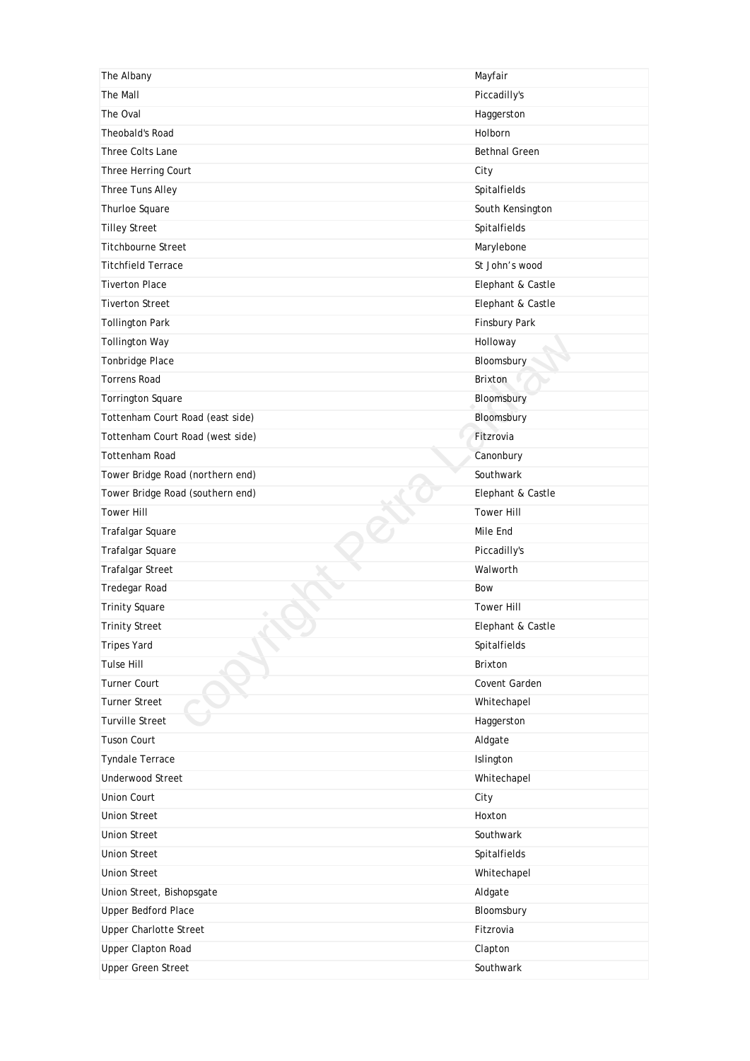| | |
|---|---|
| The Albany | Mayfair |
| The Mall | Piccadilly's |
| The Oval | Haggerston |
| Theobald's Road | Holborn |
| Three Colts Lane | Bethnal Green |
| Three Herring Court | City |
| Three Tuns Alley | Spitalfields |
| Thurloe Square | South Kensington |
| Tilley Street | Spitalfields |
| Titchbourne Street | Marylebone |
| Titchfield Terrace | St John's wood |
| Tiverton Place | Elephant & Castle |
| Tiverton Street | Elephant & Castle |
| Tollington Park | Finsbury Park |
| Tollington Way | Holloway |
| Tonbridge Place | Bloomsbury |
| Torrens Road | Brixton |
| Torrington Square | Bloomsbury |
| Tottenham Court Road (east side) | Bloomsbury |
| Tottenham Court Road (west side) | Fitzrovia |
| Tottenham Road | Canonbury |
| Tower Bridge Road (northern end) | Southwark |
| Tower Bridge Road (southern end) | Elephant & Castle |
| Tower Hill | Tower Hill |
| Trafalgar Square | Mile End |
| Trafalgar Square | Piccadilly's |
| Trafalgar Street | Walworth |
| Tredegar Road | Bow |
| Trinity Square | Tower Hill |
| Trinity Street | Elephant & Castle |
| Tripes Yard | Spitalfields |
| Tulse Hill | Brixton |
| Turner Court | Covent Garden |
| Turner Street | Whitechapel |
| Turville Street | Haggerston |
| Tuson Court | Aldgate |
| Tyndale Terrace | Islington |
| Underwood Street | Whitechapel |
| Union Court | City |
| Union Street | Hoxton |
| Union Street | Southwark |
| Union Street | Spitalfields |
| Union Street | Whitechapel |
| Union Street, Bishopsgate | Aldgate |
| Upper Bedford Place | Bloomsbury |
| Upper Charlotte Street | Fitzrovia |
| Upper Clapton Road | Clapton |
| Upper Green Street | Southwark |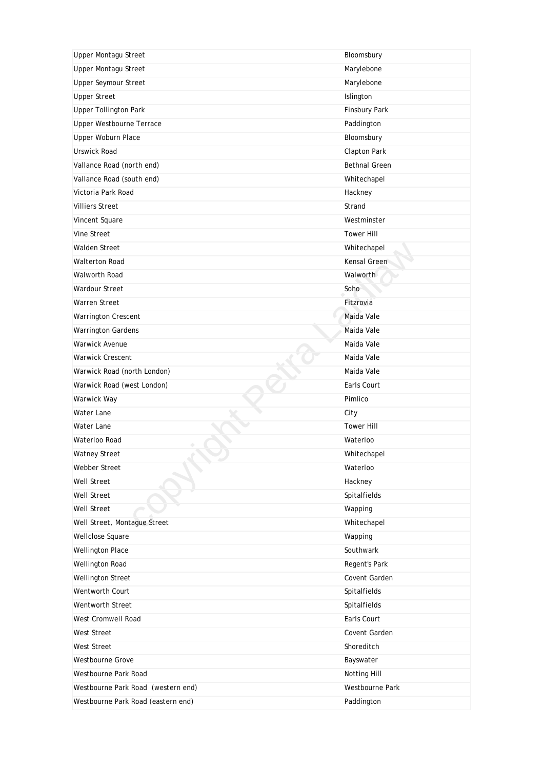| Upper Montagu Street | Bloomsbury |
|---|---|
| Upper Montagu Street | Marylebone |
| Upper Seymour Street | Marylebone |
| Upper Street | Islington |
| Upper Tollington Park | Finsbury Park |
| Upper Westbourne Terrace | Paddington |
| Upper Woburn Place | Bloomsbury |
| Urswick Road | Clapton Park |
| Vallance Road (north end) | Bethnal Green |
| Vallance Road (south end) | Whitechapel |
| Victoria Park Road | Hackney |
| Villiers Street | Strand |
| Vincent Square | Westminster |
| Vine Street | Tower Hill |
| Walden Street | Whitechapel |
| Walterton Road | Kensal Green |
| Walworth Road | Walworth |
| Wardour Street | Soho |
| Warren Street | Fitzrovia |
| Warrington Crescent | Maida Vale |
| Warrington Gardens | Maida Vale |
| Warwick Avenue | Maida Vale |
| Warwick Crescent | Maida Vale |
| Warwick Road (north London) | Maida Vale |
| Warwick Road (west London) | Earls Court |
| Warwick Way | Pimlico |
| Water Lane | City |
| Water Lane | Tower Hill |
| Waterloo Road | Waterloo |
| Watney Street | Whitechapel |
| Webber Street | Waterloo |
| Well Street | Hackney |
| Well Street | Spitalfields |
| Well Street | Wapping |
| Well Street, Montague Street | Whitechapel |
| Wellclose Square | Wapping |
| Wellington Place | Southwark |
| Wellington Road | Regent's Park |
| Wellington Street | Covent Garden |
| Wentworth Court | Spitalfields |
| Wentworth Street | Spitalfields |
| West Cromwell Road | Earls Court |
| West Street | Covent Garden |
| West Street | Shoreditch |
| Westbourne Grove | Bayswater |
| Westbourne Park Road | Notting Hill |
| Westbourne Park Road (western end) | Westbourne Park |
| Westbourne Park Road (eastern end) | Paddington |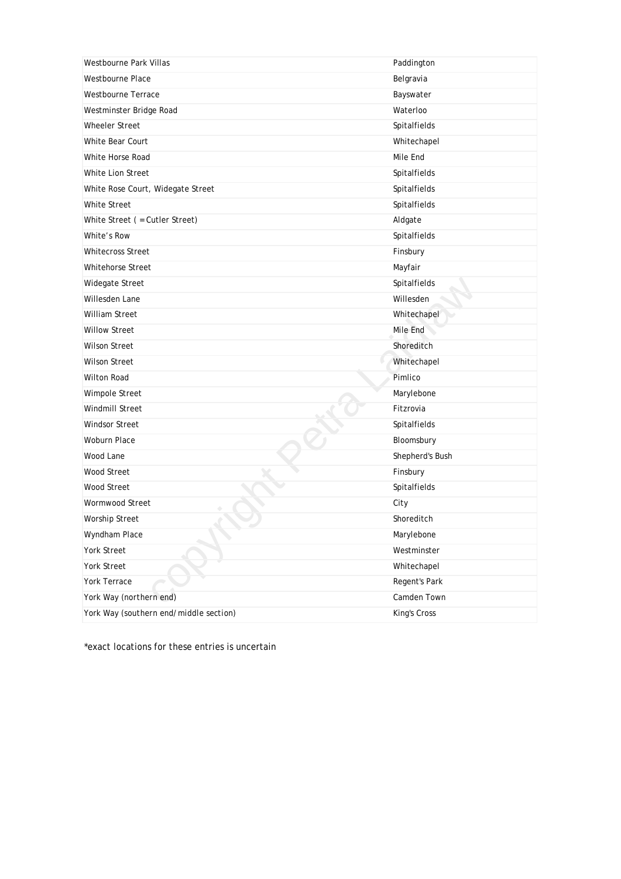| | |
|---|---|
| Westbourne Park Villas | Paddington |
| Westbourne Place | Belgravia |
| Westbourne Terrace | Bayswater |
| Westminster Bridge Road | Waterloo |
| Wheeler Street | Spitalfields |
| White Bear Court | Whitechapel |
| White Horse Road | Mile End |
| White Lion Street | Spitalfields |
| White Rose Court, Widegate Street | Spitalfields |
| White Street | Spitalfields |
| White Street ( = Cutler Street) | Aldgate |
| White's Row | Spitalfields |
| Whitecross Street | Finsbury |
| Whitehorse Street | Mayfair |
| Widegate Street | Spitalfields |
| Willesden Lane | Willesden |
| William Street | Whitechapel |
| Willow Street | Mile End |
| Wilson Street | Shoreditch |
| Wilson Street | Whitechapel |
| Wilton Road | Pimlico |
| Wimpole Street | Marylebone |
| Windmill Street | Fitzrovia |
| Windsor Street | Spitalfields |
| Woburn Place | Bloomsbury |
| Wood Lane | Shepherd's Bush |
| Wood Street | Finsbury |
| Wood Street | Spitalfields |
| Wormwood Street | City |
| Worship Street | Shoreditch |
| Wyndham Place | Marylebone |
| York Street | Westminster |
| York Street | Whitechapel |
| York Terrace | Regent's Park |
| York Way (northern end) | Camden Town |
| York Way (southern end/middle section) | King's Cross |

*exact locations for these entries is uncertain